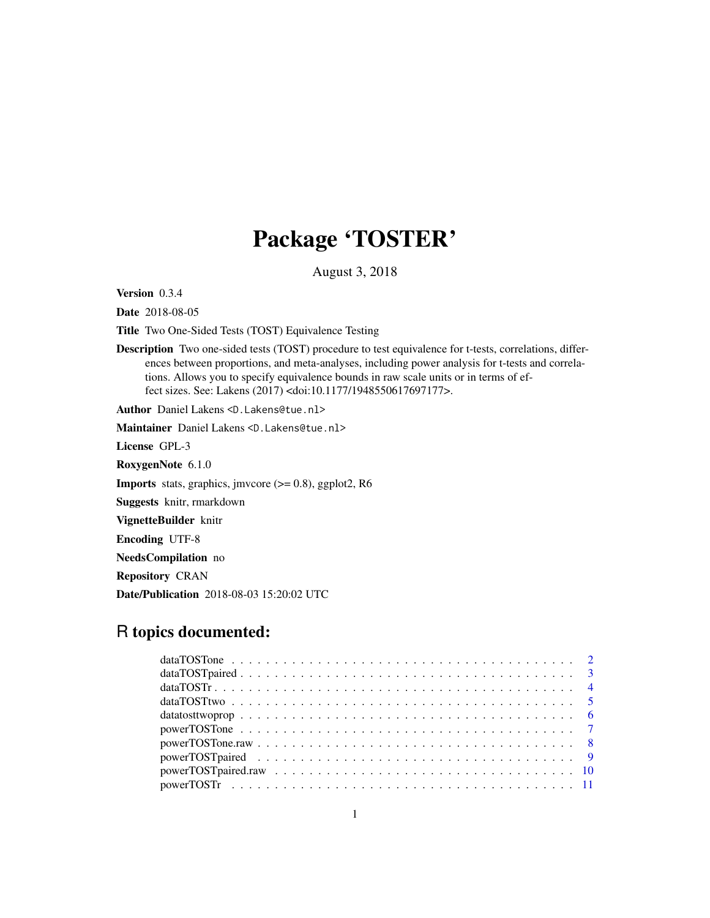# Package 'TOSTER'

August 3, 2018

**Version** 0.3.4

**Date** 2018-08-05

**Title** Two One-Sided Tests (TOST) Equivalence Testing

**Description** Two one-sided tests (TOST) procedure to test equivalence for t-tests, correlations, differences between proportions, and meta-analyses, including power analysis for t-tests and correlations. Allows you to specify equivalence bounds in raw scale units or in terms of effect sizes. See: Lakens (2017) <doi:10.1177/1948550617697177>.

**Author** Daniel Lakens <D.Lakens@tue.nl>

**Maintainer** Daniel Lakens <D.Lakens@tue.nl>

**License** GPL-3

**RoxygenNote** 6.1.0

**Imports** stats, graphics, jmvcore (>= 0.8), ggplot2, R6

**Suggests** knitr, rmarkdown

**VignetteBuilder** knitr

**Encoding** UTF-8

**NeedsCompilation** no

**Repository** CRAN

**Date/Publication** 2018-08-03 15:20:02 UTC

## R topics documented:

- dataTOSTone . . . . . . . . . . . . . . . . . . . . . . . . . . . . . . . . . . . . 2
- dataTOSTpaired . . . . . . . . . . . . . . . . . . . . . . . . . . . . . . . . . . 3
- dataTOSTr . . . . . . . . . . . . . . . . . . . . . . . . . . . . . . . . . . . . . 4
- dataTOSTtwo . . . . . . . . . . . . . . . . . . . . . . . . . . . . . . . . . . . . 5
- datatosttwoprop . . . . . . . . . . . . . . . . . . . . . . . . . . . . . . . . . . 6
- powerTOSTone . . . . . . . . . . . . . . . . . . . . . . . . . . . . . . . . . . . 7
- powerTOSTone.raw . . . . . . . . . . . . . . . . . . . . . . . . . . . . . . . . . 8
- powerTOSTpaired . . . . . . . . . . . . . . . . . . . . . . . . . . . . . . . . . . 9
- powerTOSTpaired.raw . . . . . . . . . . . . . . . . . . . . . . . . . . . . . . . 10
- powerTOSTr . . . . . . . . . . . . . . . . . . . . . . . . . . . . . . . . . . . . 11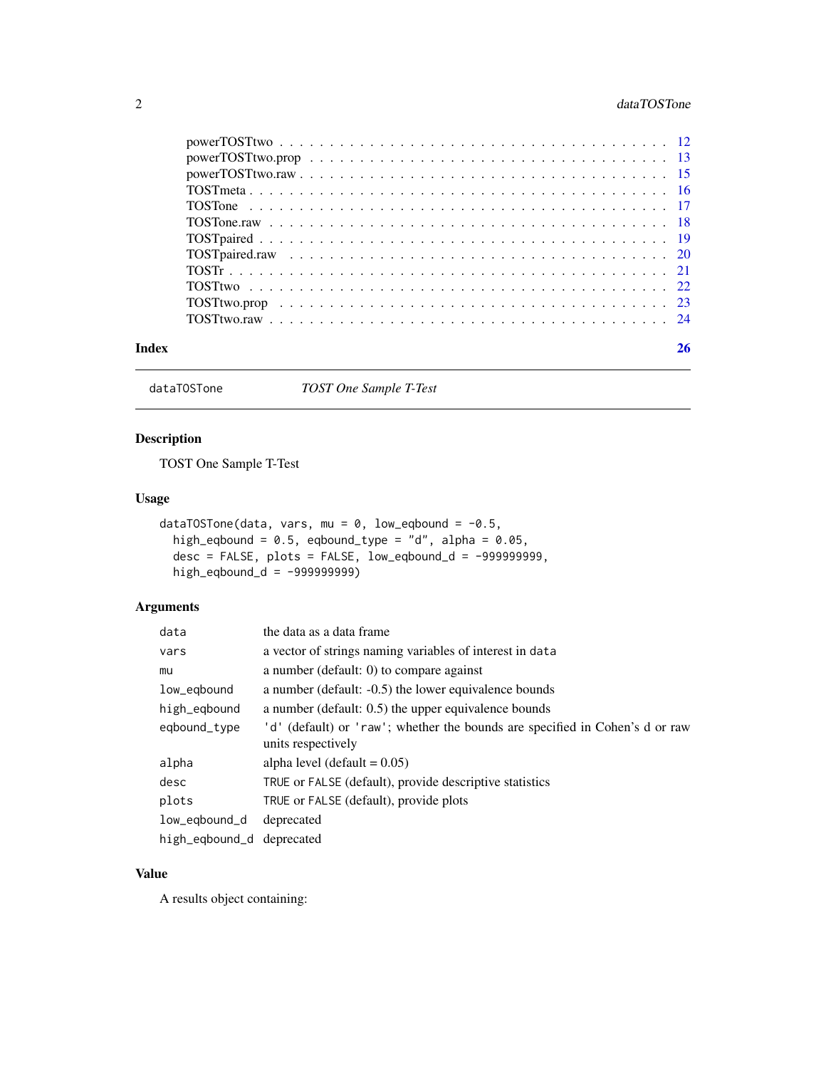powerTOSTtwo . . . . . . . . . . . . . . . . . . . . . . . . . . . . . . . . . . . . . 12
powerTOSTtwo.prop . . . . . . . . . . . . . . . . . . . . . . . . . . . . . . . . . . 13
powerTOSTtwo.raw . . . . . . . . . . . . . . . . . . . . . . . . . . . . . . . . . . 15
TOSTmeta . . . . . . . . . . . . . . . . . . . . . . . . . . . . . . . . . . . . . . . 16
TOSTone . . . . . . . . . . . . . . . . . . . . . . . . . . . . . . . . . . . . . . . 17
TOSTone.raw . . . . . . . . . . . . . . . . . . . . . . . . . . . . . . . . . . . . . 18
TOSTpaired . . . . . . . . . . . . . . . . . . . . . . . . . . . . . . . . . . . . . . 19
TOSTpaired.raw . . . . . . . . . . . . . . . . . . . . . . . . . . . . . . . . . . . 20
TOSTr . . . . . . . . . . . . . . . . . . . . . . . . . . . . . . . . . . . . . . . . . 21
TOSTtwo . . . . . . . . . . . . . . . . . . . . . . . . . . . . . . . . . . . . . . . 22
TOSTtwo.prop . . . . . . . . . . . . . . . . . . . . . . . . . . . . . . . . . . . . 23
TOSTtwo.raw . . . . . . . . . . . . . . . . . . . . . . . . . . . . . . . . . . . . . 24

**Index** 26

---

`dataTOSTone` *TOST One Sample T-Test*

---

## Description

TOST One Sample T-Test

## Usage

```
dataTOSTone(data, vars, mu = 0, low_eqbound = -0.5,
  high_eqbound = 0.5, eqbound_type = "d", alpha = 0.05,
  desc = FALSE, plots = FALSE, low_eqbound_d = -999999999,
  high_eqbound_d = -999999999)
```

## Arguments

| | |
|---|---|
| `data` | the data as a data frame |
| `vars` | a vector of strings naming variables of interest in `data` |
| `mu` | a number (default: 0) to compare against |
| `low_eqbound` | a number (default: -0.5) the lower equivalence bounds |
| `high_eqbound` | a number (default: 0.5) the upper equivalence bounds |
| `eqbound_type` | `'d'` (default) or `'raw'`; whether the bounds are specified in Cohen's d or raw units respectively |
| `alpha` | alpha level (default = 0.05) |
| `desc` | `TRUE` or `FALSE` (default), provide descriptive statistics |
| `plots` | `TRUE` or `FALSE` (default), provide plots |
| `low_eqbound_d` | deprecated |
| `high_eqbound_d` | deprecated |

## Value

A results object containing: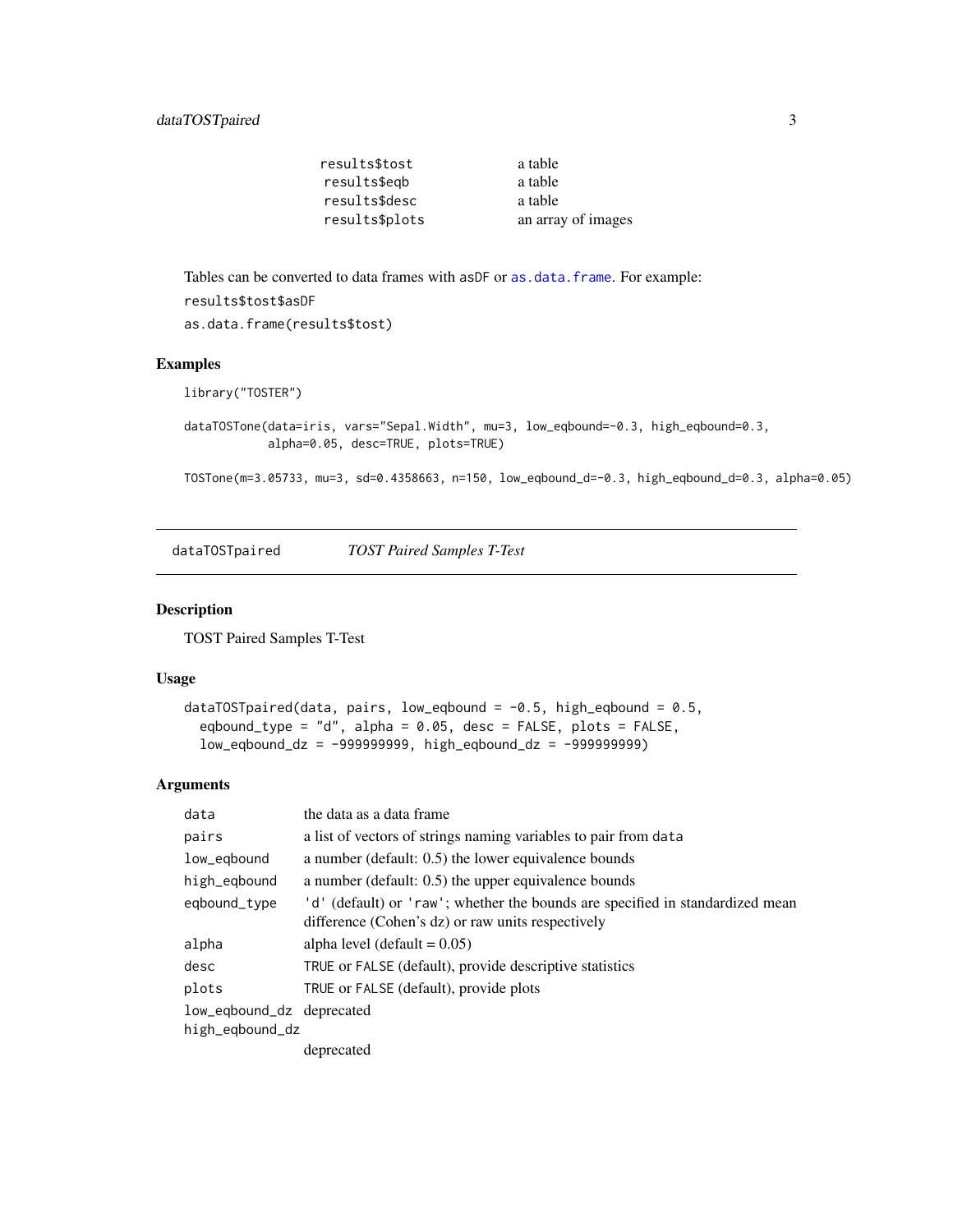| | |
|---|---|
| `results$tost` | a table |
| `results$eqb` | a table |
| `results$desc` | a table |
| `results$plots` | an array of images |

Tables can be converted to data frames with `asDF` or `as.data.frame`. For example:

`results$tost$asDF`

`as.data.frame(results$tost)`

### Examples

```
library("TOSTER")

dataTOSTone(data=iris, vars="Sepal.Width", mu=3, low_eqbound=-0.3, high_eqbound=0.3,
            alpha=0.05, desc=TRUE, plots=TRUE)

TOSTone(m=3.05733, mu=3, sd=0.4358663, n=150, low_eqbound_d=-0.3, high_eqbound_d=0.3, alpha=0.05)
```

---

## dataTOSTpaired — *TOST Paired Samples T-Test*

### Description

TOST Paired Samples T-Test

### Usage

```
dataTOSTpaired(data, pairs, low_eqbound = -0.5, high_eqbound = 0.5,
  eqbound_type = "d", alpha = 0.05, desc = FALSE, plots = FALSE,
  low_eqbound_dz = -999999999, high_eqbound_dz = -999999999)
```

### Arguments

| | |
|---|---|
| `data` | the data as a data frame |
| `pairs` | a list of vectors of strings naming variables to pair from `data` |
| `low_eqbound` | a number (default: 0.5) the lower equivalence bounds |
| `high_eqbound` | a number (default: 0.5) the upper equivalence bounds |
| `eqbound_type` | `'d'` (default) or `'raw'`; whether the bounds are specified in standardized mean difference (Cohen's dz) or raw units respectively |
| `alpha` | alpha level (default = 0.05) |
| `desc` | `TRUE` or `FALSE` (default), provide descriptive statistics |
| `plots` | `TRUE` or `FALSE` (default), provide plots |
| `low_eqbound_dz` | deprecated |
| `high_eqbound_dz` | deprecated |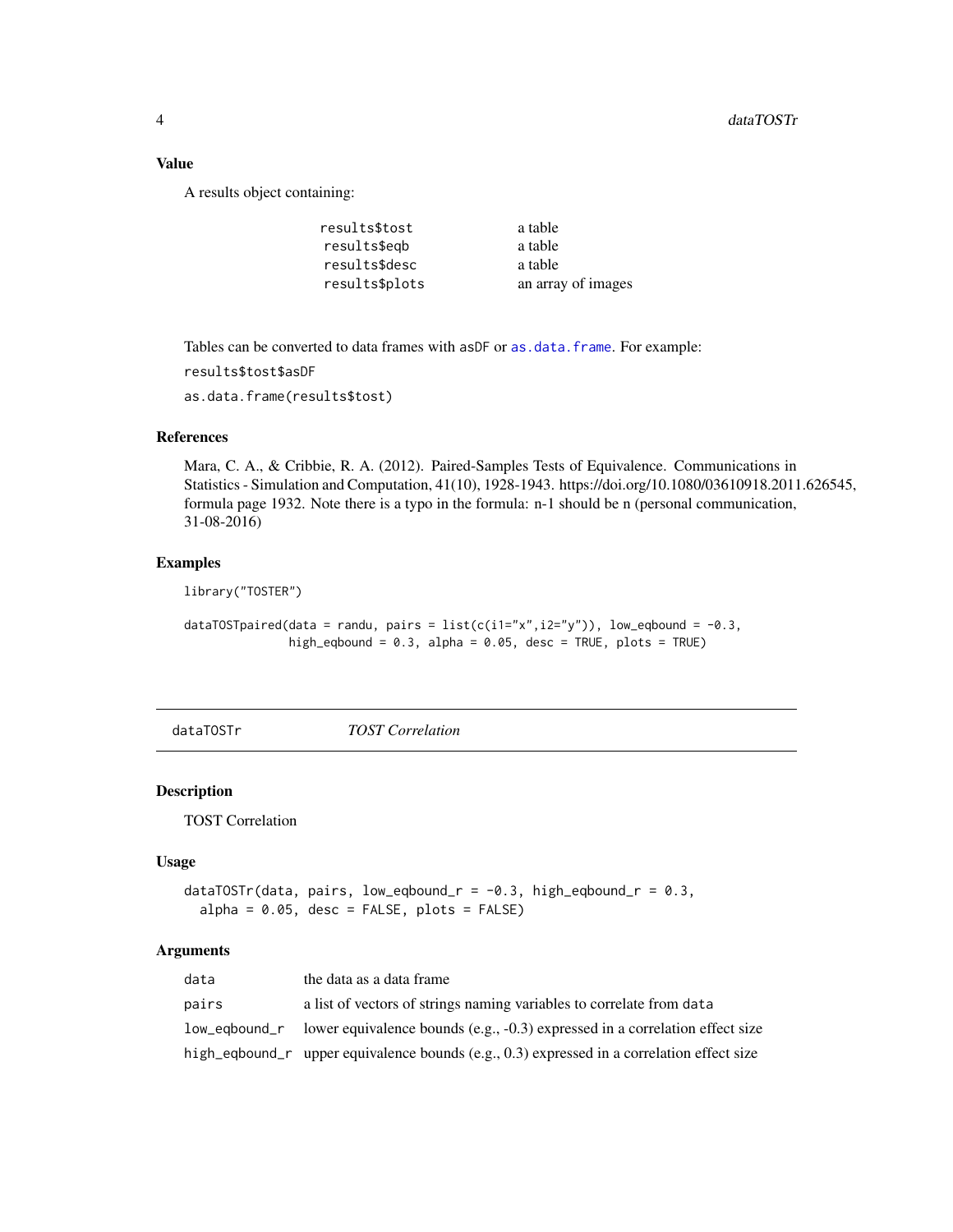### Value

A results object containing:

| | |
|---|---|
| `results$tost` | a table |
| `results$eqb` | a table |
| `results$desc` | a table |
| `results$plots` | an array of images |

Tables can be converted to data frames with `asDF` or `as.data.frame`. For example:

`results$tost$asDF`

`as.data.frame(results$tost)`

### References

Mara, C. A., & Cribbie, R. A. (2012). Paired-Samples Tests of Equivalence. Communications in Statistics - Simulation and Computation, 41(10), 1928-1943. https://doi.org/10.1080/03610918.2011.626545, formula page 1932. Note there is a typo in the formula: n-1 should be n (personal communication, 31-08-2016)

### Examples

```
library("TOSTER")

dataTOSTpaired(data = randu, pairs = list(c(i1="x",i2="y")), low_eqbound = -0.3,
               high_eqbound = 0.3, alpha = 0.05, desc = TRUE, plots = TRUE)
```

---

## dataTOSTr    *TOST Correlation*

### Description

TOST Correlation

### Usage

```
dataTOSTr(data, pairs, low_eqbound_r = -0.3, high_eqbound_r = 0.3,
  alpha = 0.05, desc = FALSE, plots = FALSE)
```

### Arguments

| | |
|---|---|
| `data` | the data as a data frame |
| `pairs` | a list of vectors of strings naming variables to correlate from `data` |
| `low_eqbound_r` | lower equivalence bounds (e.g., -0.3) expressed in a correlation effect size |
| `high_eqbound_r` | upper equivalence bounds (e.g., 0.3) expressed in a correlation effect size |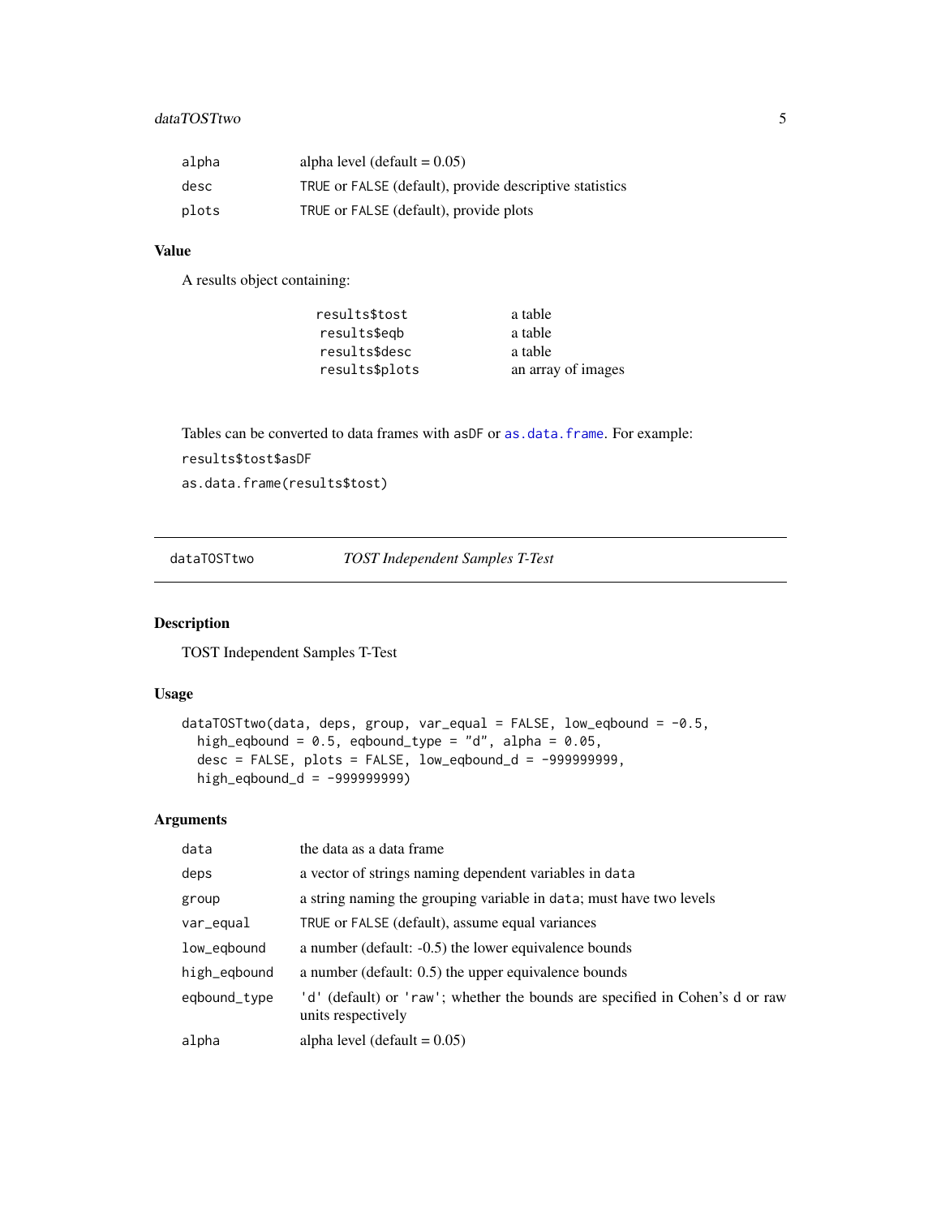| | |
|---|---|
| alpha | alpha level (default = 0.05) |
| desc | TRUE or FALSE (default), provide descriptive statistics |
| plots | TRUE or FALSE (default), provide plots |

### Value

A results object containing:

| | |
|---|---|
| results$tost | a table |
| results$eqb | a table |
| results$desc | a table |
| results$plots | an array of images |

Tables can be converted to data frames with asDF or as.data.frame. For example:

```
results$tost$asDF
as.data.frame(results$tost)
```

---

## dataTOSTtwo — *TOST Independent Samples T-Test*

### Description

TOST Independent Samples T-Test

### Usage

```
dataTOSTtwo(data, deps, group, var_equal = FALSE, low_eqbound = -0.5,
  high_eqbound = 0.5, eqbound_type = "d", alpha = 0.05,
  desc = FALSE, plots = FALSE, low_eqbound_d = -999999999,
  high_eqbound_d = -999999999)
```

### Arguments

| | |
|---|---|
| data | the data as a data frame |
| deps | a vector of strings naming dependent variables in data |
| group | a string naming the grouping variable in data; must have two levels |
| var_equal | TRUE or FALSE (default), assume equal variances |
| low_eqbound | a number (default: -0.5) the lower equivalence bounds |
| high_eqbound | a number (default: 0.5) the upper equivalence bounds |
| eqbound_type | 'd' (default) or 'raw'; whether the bounds are specified in Cohen's d or raw units respectively |
| alpha | alpha level (default = 0.05) |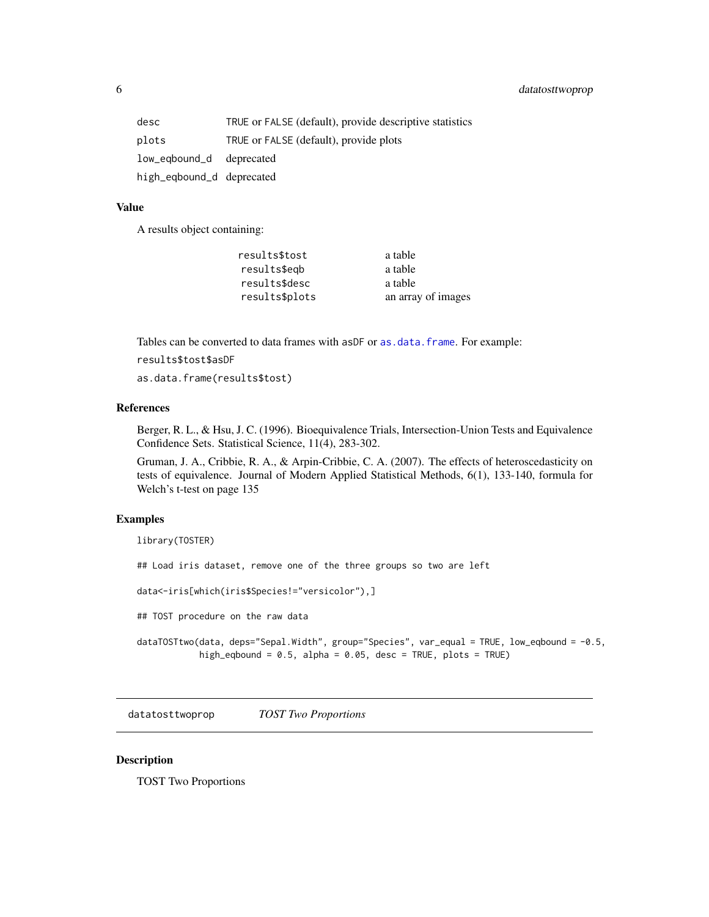| | |
|---|---|
| desc | TRUE or FALSE (default), provide descriptive statistics |
| plots | TRUE or FALSE (default), provide plots |
| low_eqbound_d | deprecated |
| high_eqbound_d | deprecated |

### Value

A results object containing:

| | |
|---|---|
| results$tost | a table |
| results$eqb | a table |
| results$desc | a table |
| results$plots | an array of images |

Tables can be converted to data frames with asDF or as.data.frame. For example:

results$tost$asDF

as.data.frame(results$tost)

### References

Berger, R. L., & Hsu, J. C. (1996). Bioequivalence Trials, Intersection-Union Tests and Equivalence Confidence Sets. Statistical Science, 11(4), 283-302.

Gruman, J. A., Cribbie, R. A., & Arpin-Cribbie, C. A. (2007). The effects of heteroscedasticity on tests of equivalence. Journal of Modern Applied Statistical Methods, 6(1), 133-140, formula for Welch's t-test on page 135

### Examples

```
library(TOSTER)

## Load iris dataset, remove one of the three groups so two are left

data<-iris[which(iris$Species!="versicolor"),]

## TOST procedure on the raw data

dataTOSTtwo(data, deps="Sepal.Width", group="Species", var_equal = TRUE, low_eqbound = -0.5,
           high_eqbound = 0.5, alpha = 0.05, desc = TRUE, plots = TRUE)
```

## datatosttwoprop *TOST Two Proportions*

### Description

TOST Two Proportions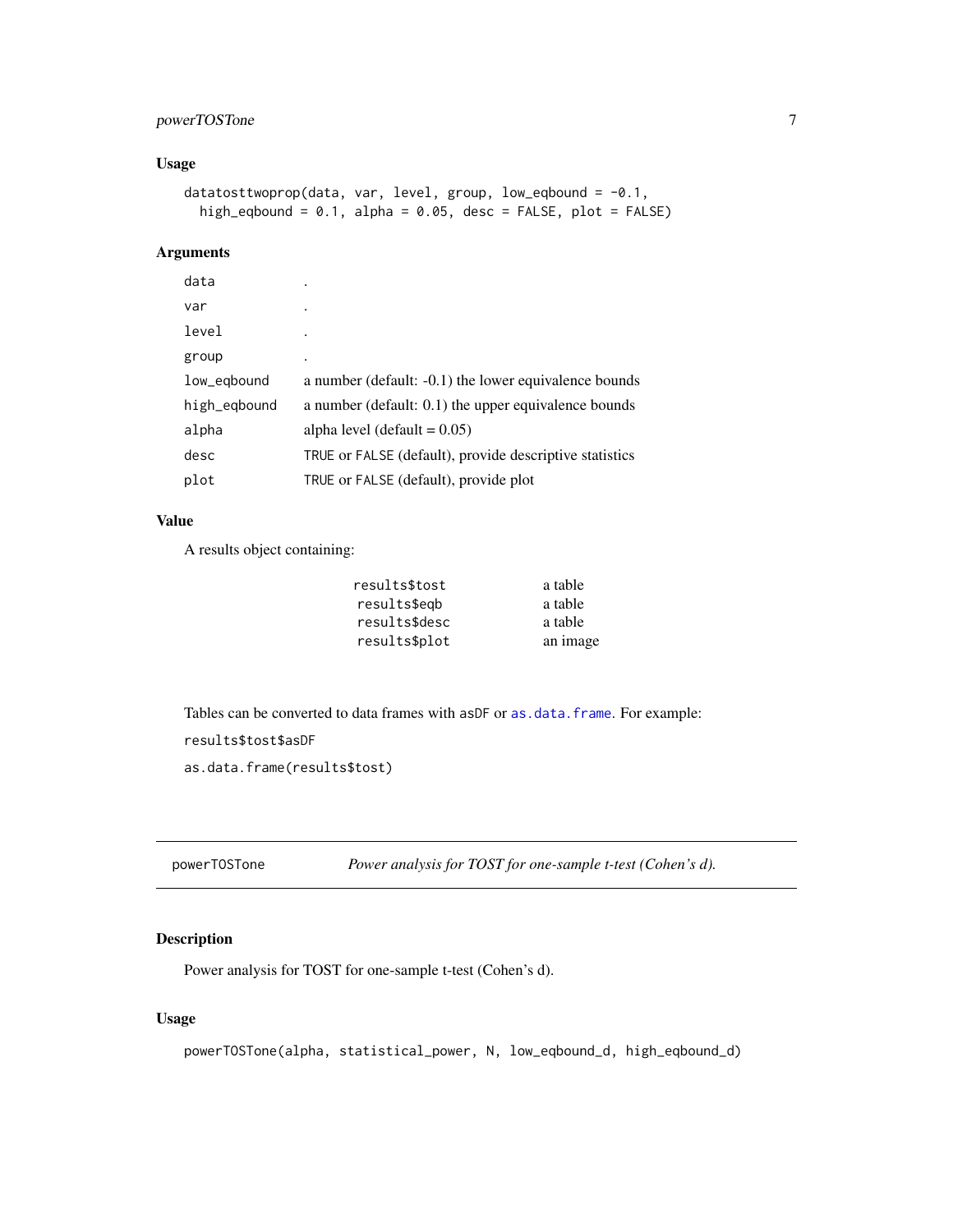### Usage

```
datatosttwoprop(data, var, level, group, low_eqbound = -0.1,
  high_eqbound = 0.1, alpha = 0.05, desc = FALSE, plot = FALSE)
```

### Arguments

| | |
|---|---|
| data | . |
| var | . |
| level | . |
| group | . |
| low_eqbound | a number (default: -0.1) the lower equivalence bounds |
| high_eqbound | a number (default: 0.1) the upper equivalence bounds |
| alpha | alpha level (default = 0.05) |
| desc | TRUE or FALSE (default), provide descriptive statistics |
| plot | TRUE or FALSE (default), provide plot |

### Value

A results object containing:

| | |
|---|---|
| results$tost | a table |
| results$eqb | a table |
| results$desc | a table |
| results$plot | an image |

Tables can be converted to data frames with asDF or as.data.frame. For example:

results$tost$asDF

as.data.frame(results$tost)

---

## powerTOSTone — *Power analysis for TOST for one-sample t-test (Cohen's d).*

### Description

Power analysis for TOST for one-sample t-test (Cohen's d).

### Usage

```
powerTOSTone(alpha, statistical_power, N, low_eqbound_d, high_eqbound_d)
```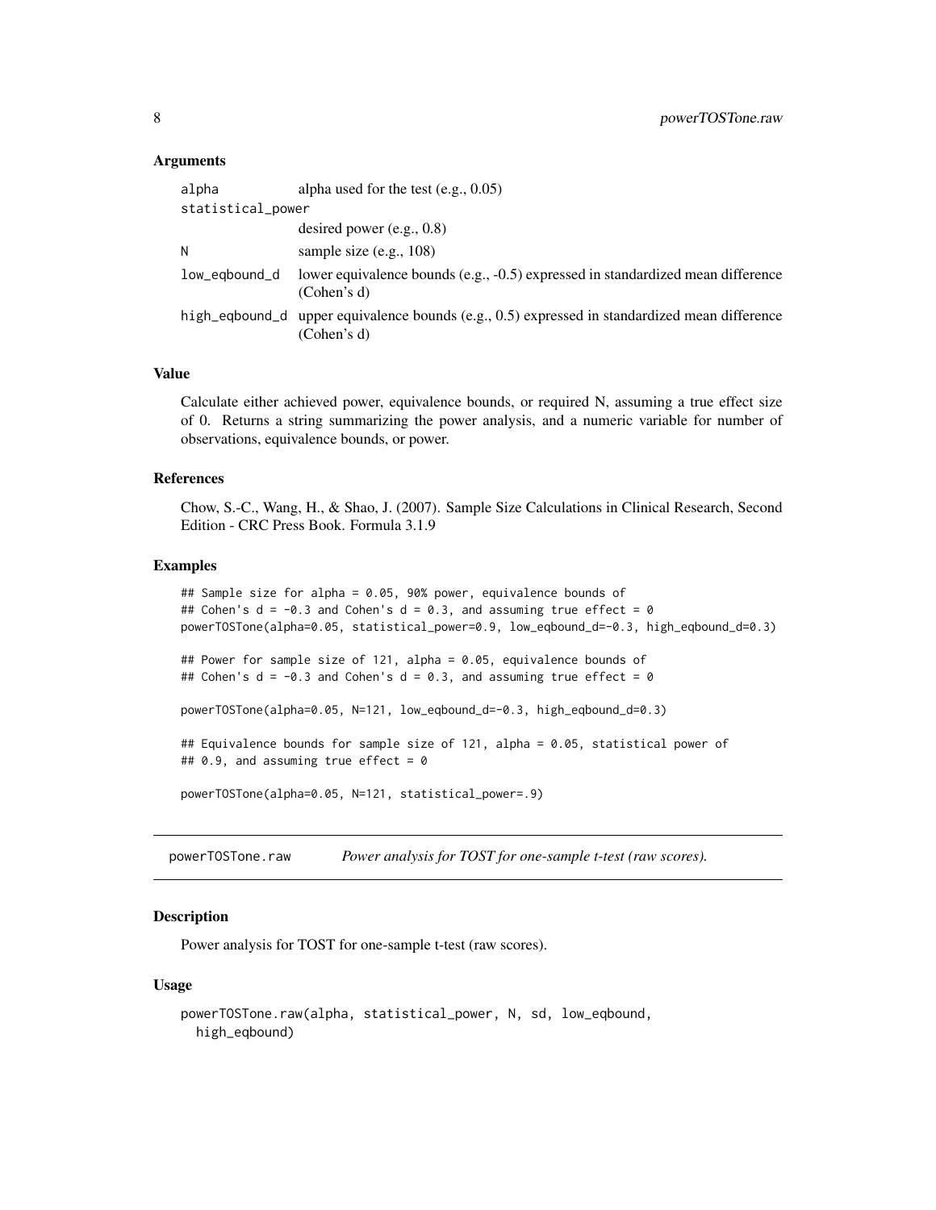### Arguments

| | |
|---|---|
| alpha | alpha used for the test (e.g., 0.05) |
| statistical_power | desired power (e.g., 0.8) |
| N | sample size (e.g., 108) |
| low_eqbound_d | lower equivalence bounds (e.g., -0.5) expressed in standardized mean difference (Cohen's d) |
| high_eqbound_d | upper equivalence bounds (e.g., 0.5) expressed in standardized mean difference (Cohen's d) |

### Value

Calculate either achieved power, equivalence bounds, or required N, assuming a true effect size of 0. Returns a string summarizing the power analysis, and a numeric variable for number of observations, equivalence bounds, or power.

### References

Chow, S.-C., Wang, H., & Shao, J. (2007). Sample Size Calculations in Clinical Research, Second Edition - CRC Press Book. Formula 3.1.9

### Examples

```
## Sample size for alpha = 0.05, 90% power, equivalence bounds of
## Cohen's d = -0.3 and Cohen's d = 0.3, and assuming true effect = 0
powerTOSTone(alpha=0.05, statistical_power=0.9, low_eqbound_d=-0.3, high_eqbound_d=0.3)

## Power for sample size of 121, alpha = 0.05, equivalence bounds of
## Cohen's d = -0.3 and Cohen's d = 0.3, and assuming true effect = 0

powerTOSTone(alpha=0.05, N=121, low_eqbound_d=-0.3, high_eqbound_d=0.3)

## Equivalence bounds for sample size of 121, alpha = 0.05, statistical power of
## 0.9, and assuming true effect = 0

powerTOSTone(alpha=0.05, N=121, statistical_power=.9)
```

---

## powerTOSTone.raw *Power analysis for TOST for one-sample t-test (raw scores).*

### Description

Power analysis for TOST for one-sample t-test (raw scores).

### Usage

```
powerTOSTone.raw(alpha, statistical_power, N, sd, low_eqbound,
  high_eqbound)
```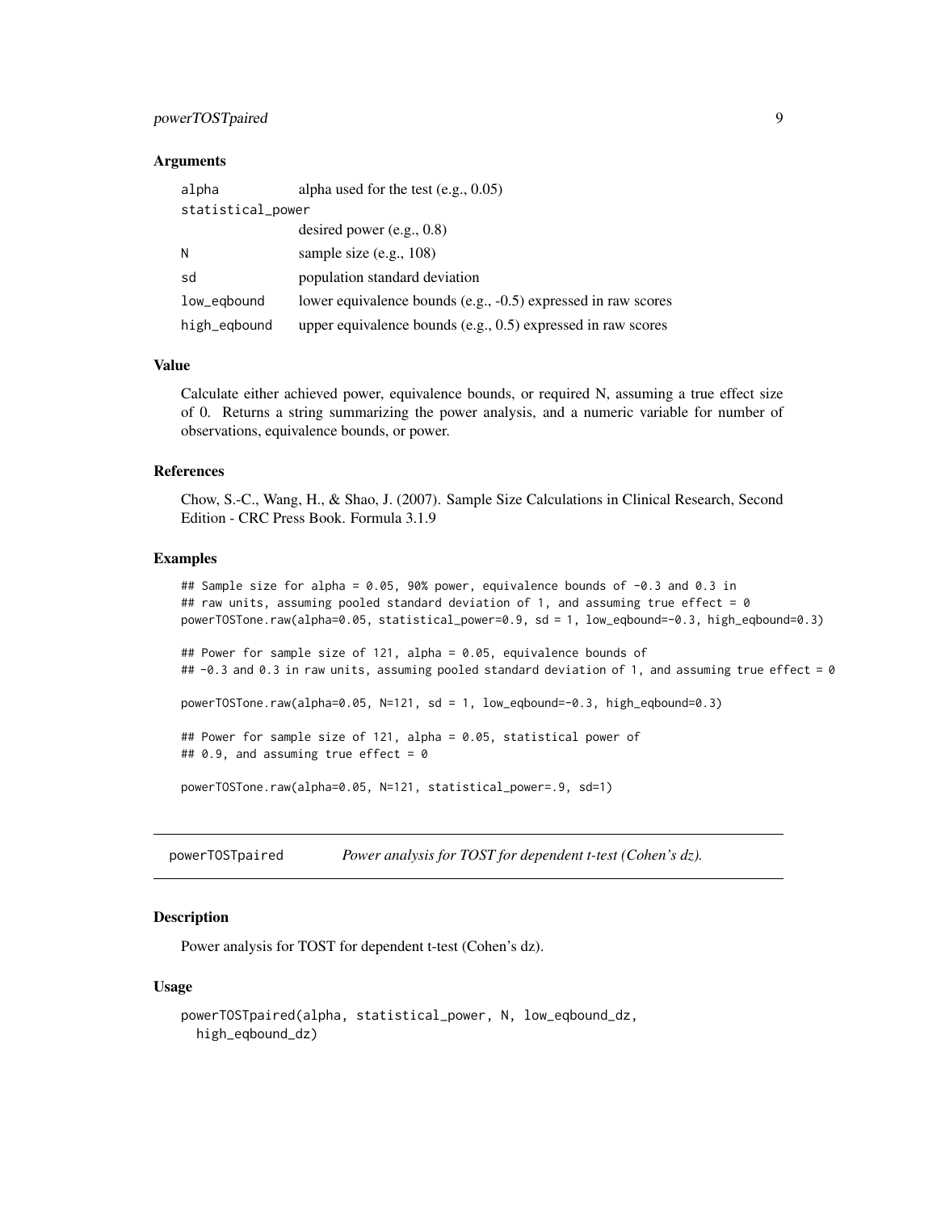### Arguments

| | |
|---|---|
| alpha | alpha used for the test (e.g., 0.05) |
| statistical_power | desired power (e.g., 0.8) |
| N | sample size (e.g., 108) |
| sd | population standard deviation |
| low_eqbound | lower equivalence bounds (e.g., -0.5) expressed in raw scores |
| high_eqbound | upper equivalence bounds (e.g., 0.5) expressed in raw scores |

### Value

Calculate either achieved power, equivalence bounds, or required N, assuming a true effect size of 0. Returns a string summarizing the power analysis, and a numeric variable for number of observations, equivalence bounds, or power.

### References

Chow, S.-C., Wang, H., & Shao, J. (2007). Sample Size Calculations in Clinical Research, Second Edition - CRC Press Book. Formula 3.1.9

### Examples

```
## Sample size for alpha = 0.05, 90% power, equivalence bounds of -0.3 and 0.3 in
## raw units, assuming pooled standard deviation of 1, and assuming true effect = 0
powerTOSTone.raw(alpha=0.05, statistical_power=0.9, sd = 1, low_eqbound=-0.3, high_eqbound=0.3)

## Power for sample size of 121, alpha = 0.05, equivalence bounds of
## -0.3 and 0.3 in raw units, assuming pooled standard deviation of 1, and assuming true effect = 0

powerTOSTone.raw(alpha=0.05, N=121, sd = 1, low_eqbound=-0.3, high_eqbound=0.3)

## Power for sample size of 121, alpha = 0.05, statistical power of
## 0.9, and assuming true effect = 0

powerTOSTone.raw(alpha=0.05, N=121, statistical_power=.9, sd=1)
```

## powerTOSTpaired — *Power analysis for TOST for dependent t-test (Cohen's dz).*

### Description

Power analysis for TOST for dependent t-test (Cohen's dz).

### Usage

```
powerTOSTpaired(alpha, statistical_power, N, low_eqbound_dz,
  high_eqbound_dz)
```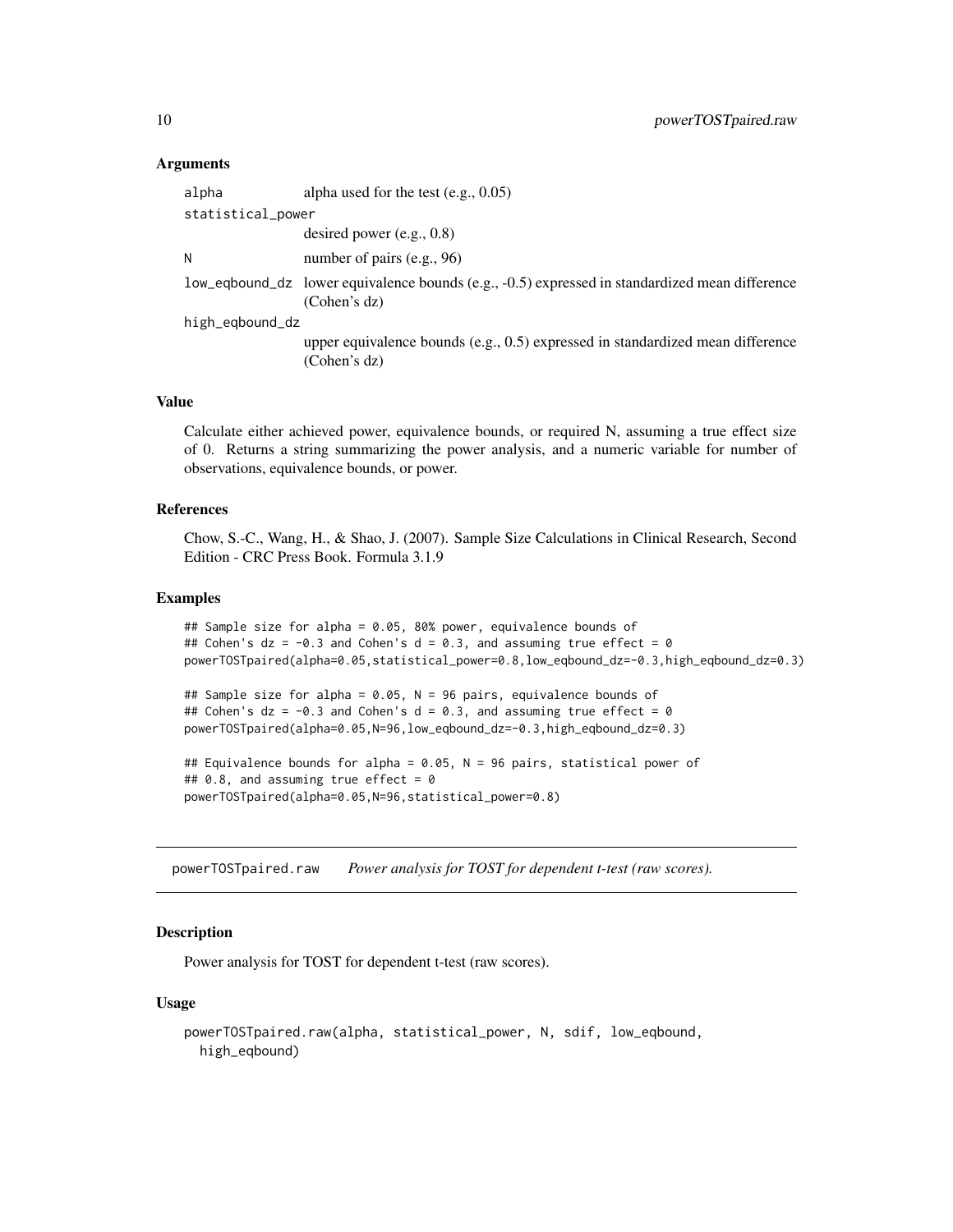### Arguments

| | |
|---|---|
| alpha | alpha used for the test (e.g., 0.05) |
| statistical_power | desired power (e.g., 0.8) |
| N | number of pairs (e.g., 96) |
| low_eqbound_dz | lower equivalence bounds (e.g., -0.5) expressed in standardized mean difference (Cohen's dz) |
| high_eqbound_dz | upper equivalence bounds (e.g., 0.5) expressed in standardized mean difference (Cohen's dz) |

### Value

Calculate either achieved power, equivalence bounds, or required N, assuming a true effect size of 0. Returns a string summarizing the power analysis, and a numeric variable for number of observations, equivalence bounds, or power.

### References

Chow, S.-C., Wang, H., & Shao, J. (2007). Sample Size Calculations in Clinical Research, Second Edition - CRC Press Book. Formula 3.1.9

### Examples

```
## Sample size for alpha = 0.05, 80% power, equivalence bounds of
## Cohen's dz = -0.3 and Cohen's d = 0.3, and assuming true effect = 0
powerTOSTpaired(alpha=0.05,statistical_power=0.8,low_eqbound_dz=-0.3,high_eqbound_dz=0.3)

## Sample size for alpha = 0.05, N = 96 pairs, equivalence bounds of
## Cohen's dz = -0.3 and Cohen's d = 0.3, and assuming true effect = 0
powerTOSTpaired(alpha=0.05,N=96,low_eqbound_dz=-0.3,high_eqbound_dz=0.3)

## Equivalence bounds for alpha = 0.05, N = 96 pairs, statistical power of
## 0.8, and assuming true effect = 0
powerTOSTpaired(alpha=0.05,N=96,statistical_power=0.8)
```

---

## powerTOSTpaired.raw *Power analysis for TOST for dependent t-test (raw scores).*

---

### Description

Power analysis for TOST for dependent t-test (raw scores).

### Usage

```
powerTOSTpaired.raw(alpha, statistical_power, N, sdif, low_eqbound,
  high_eqbound)
```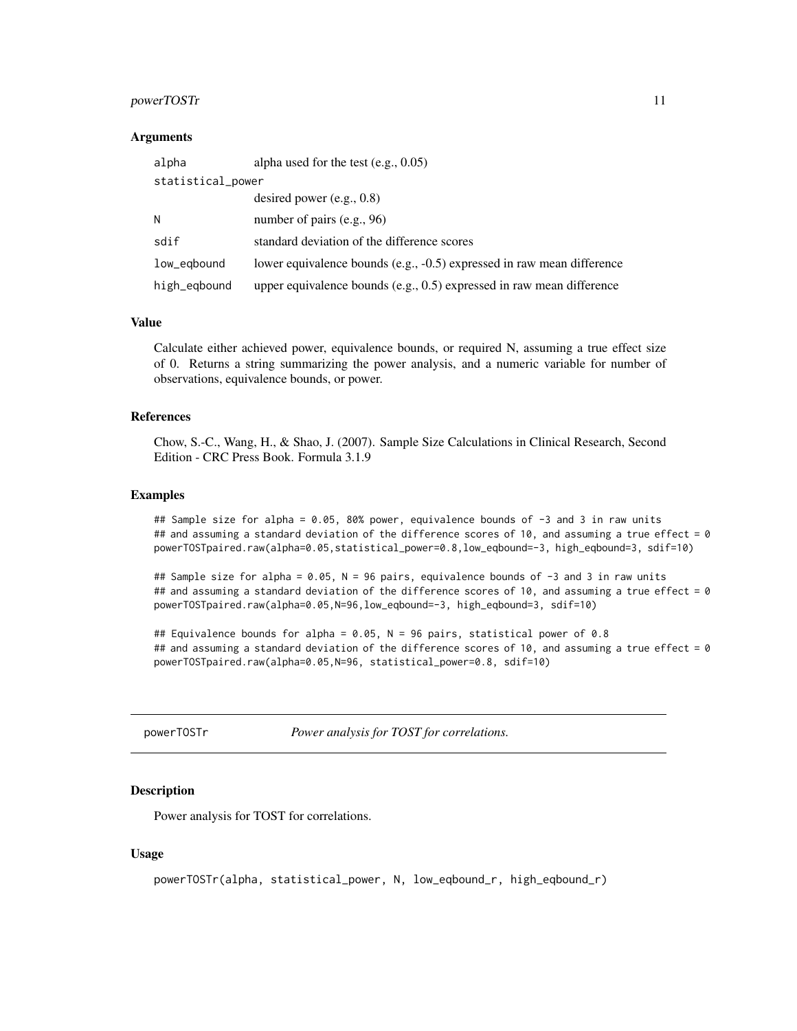### Arguments

| | |
|---|---|
| alpha | alpha used for the test (e.g., 0.05) |
| statistical_power | desired power (e.g., 0.8) |
| N | number of pairs (e.g., 96) |
| sdif | standard deviation of the difference scores |
| low_eqbound | lower equivalence bounds (e.g., -0.5) expressed in raw mean difference |
| high_eqbound | upper equivalence bounds (e.g., 0.5) expressed in raw mean difference |

### Value

Calculate either achieved power, equivalence bounds, or required N, assuming a true effect size of 0. Returns a string summarizing the power analysis, and a numeric variable for number of observations, equivalence bounds, or power.

### References

Chow, S.-C., Wang, H., & Shao, J. (2007). Sample Size Calculations in Clinical Research, Second Edition - CRC Press Book. Formula 3.1.9

### Examples

```
## Sample size for alpha = 0.05, 80% power, equivalence bounds of -3 and 3 in raw units
## and assuming a standard deviation of the difference scores of 10, and assuming a true effect = 0
powerTOSTpaired.raw(alpha=0.05,statistical_power=0.8,low_eqbound=-3, high_eqbound=3, sdif=10)

## Sample size for alpha = 0.05, N = 96 pairs, equivalence bounds of -3 and 3 in raw units
## and assuming a standard deviation of the difference scores of 10, and assuming a true effect = 0
powerTOSTpaired.raw(alpha=0.05,N=96,low_eqbound=-3, high_eqbound=3, sdif=10)

## Equivalence bounds for alpha = 0.05, N = 96 pairs, statistical power of 0.8
## and assuming a standard deviation of the difference scores of 10, and assuming a true effect = 0
powerTOSTpaired.raw(alpha=0.05,N=96, statistical_power=0.8, sdif=10)
```

---

## powerTOSTr *Power analysis for TOST for correlations.*

### Description

Power analysis for TOST for correlations.

### Usage

```
powerTOSTr(alpha, statistical_power, N, low_eqbound_r, high_eqbound_r)
```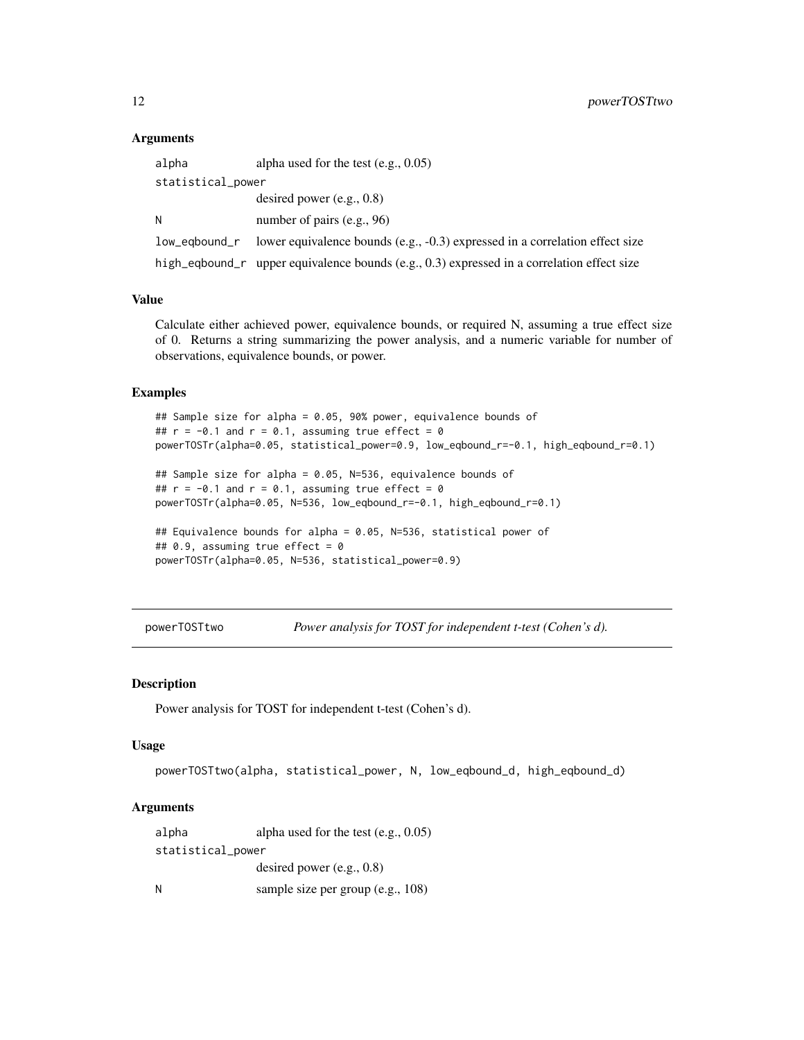### Arguments

| | |
|---|---|
| alpha | alpha used for the test (e.g., 0.05) |
| statistical_power | desired power (e.g., 0.8) |
| N | number of pairs (e.g., 96) |
| low_eqbound_r | lower equivalence bounds (e.g., -0.3) expressed in a correlation effect size |
| high_eqbound_r | upper equivalence bounds (e.g., 0.3) expressed in a correlation effect size |

### Value

Calculate either achieved power, equivalence bounds, or required N, assuming a true effect size of 0. Returns a string summarizing the power analysis, and a numeric variable for number of observations, equivalence bounds, or power.

### Examples

```
## Sample size for alpha = 0.05, 90% power, equivalence bounds of
## r = -0.1 and r = 0.1, assuming true effect = 0
powerTOSTr(alpha=0.05, statistical_power=0.9, low_eqbound_r=-0.1, high_eqbound_r=0.1)

## Sample size for alpha = 0.05, N=536, equivalence bounds of
## r = -0.1 and r = 0.1, assuming true effect = 0
powerTOSTr(alpha=0.05, N=536, low_eqbound_r=-0.1, high_eqbound_r=0.1)

## Equivalence bounds for alpha = 0.05, N=536, statistical power of
## 0.9, assuming true effect = 0
powerTOSTr(alpha=0.05, N=536, statistical_power=0.9)
```

---

## powerTOSTtwo — *Power analysis for TOST for independent t-test (Cohen's d).*

---

### Description

Power analysis for TOST for independent t-test (Cohen's d).

### Usage

```
powerTOSTtwo(alpha, statistical_power, N, low_eqbound_d, high_eqbound_d)
```

### Arguments

| | |
|---|---|
| alpha | alpha used for the test (e.g., 0.05) |
| statistical_power | desired power (e.g., 0.8) |
| N | sample size per group (e.g., 108) |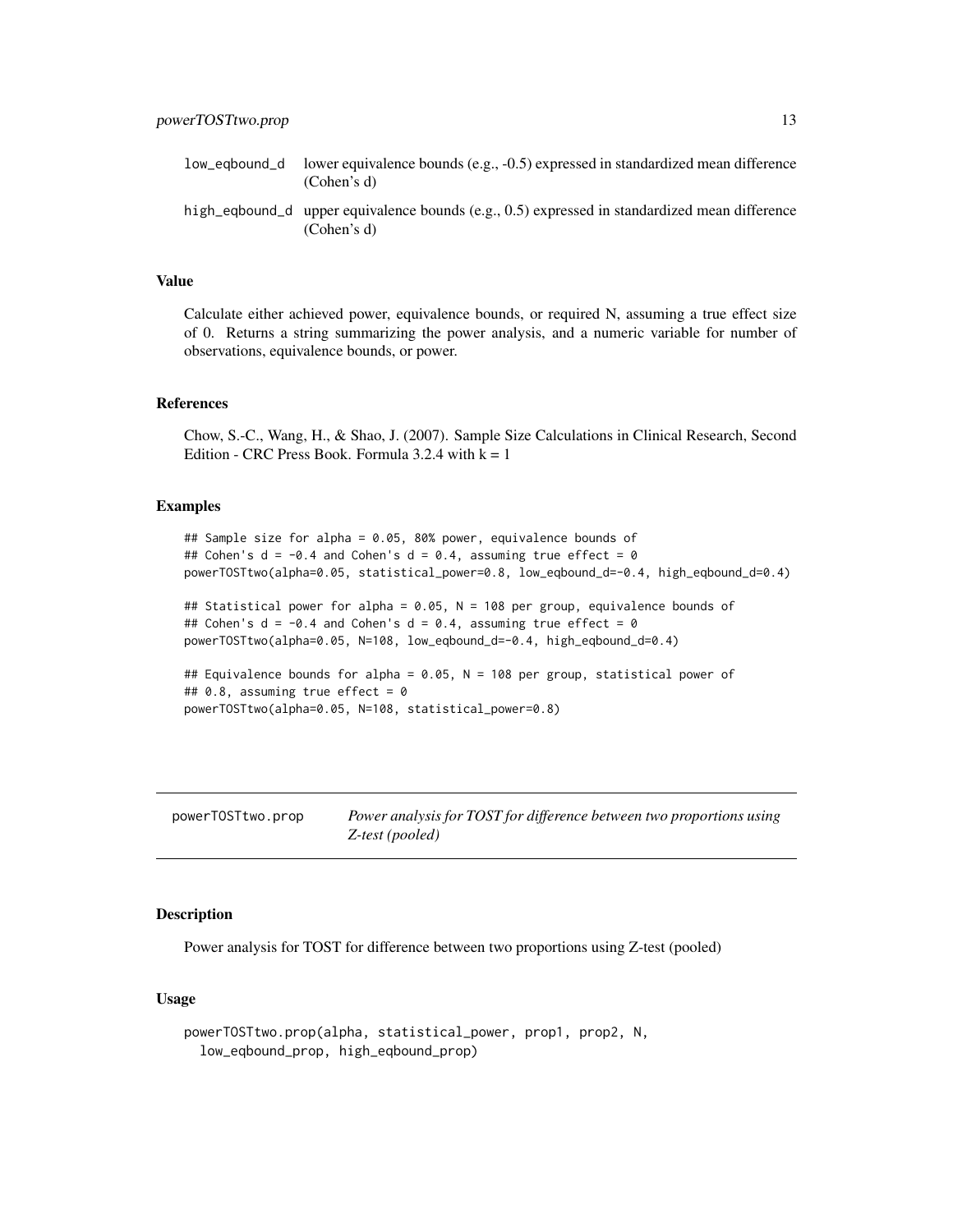| | |
|---|---|
| low_eqbound_d | lower equivalence bounds (e.g., -0.5) expressed in standardized mean difference (Cohen's d) |
| high_eqbound_d | upper equivalence bounds (e.g., 0.5) expressed in standardized mean difference (Cohen's d) |

### Value

Calculate either achieved power, equivalence bounds, or required N, assuming a true effect size of 0. Returns a string summarizing the power analysis, and a numeric variable for number of observations, equivalence bounds, or power.

### References

Chow, S.-C., Wang, H., & Shao, J. (2007). Sample Size Calculations in Clinical Research, Second Edition - CRC Press Book. Formula 3.2.4 with k = 1

### Examples

```
## Sample size for alpha = 0.05, 80% power, equivalence bounds of
## Cohen's d = -0.4 and Cohen's d = 0.4, assuming true effect = 0
powerTOSTtwo(alpha=0.05, statistical_power=0.8, low_eqbound_d=-0.4, high_eqbound_d=0.4)

## Statistical power for alpha = 0.05, N = 108 per group, equivalence bounds of
## Cohen's d = -0.4 and Cohen's d = 0.4, assuming true effect = 0
powerTOSTtwo(alpha=0.05, N=108, low_eqbound_d=-0.4, high_eqbound_d=0.4)

## Equivalence bounds for alpha = 0.05, N = 108 per group, statistical power of
## 0.8, assuming true effect = 0
powerTOSTtwo(alpha=0.05, N=108, statistical_power=0.8)
```

## powerTOSTtwo.prop — *Power analysis for TOST for difference between two proportions using Z-test (pooled)*

### Description

Power analysis for TOST for difference between two proportions using Z-test (pooled)

### Usage

```
powerTOSTtwo.prop(alpha, statistical_power, prop1, prop2, N,
  low_eqbound_prop, high_eqbound_prop)
```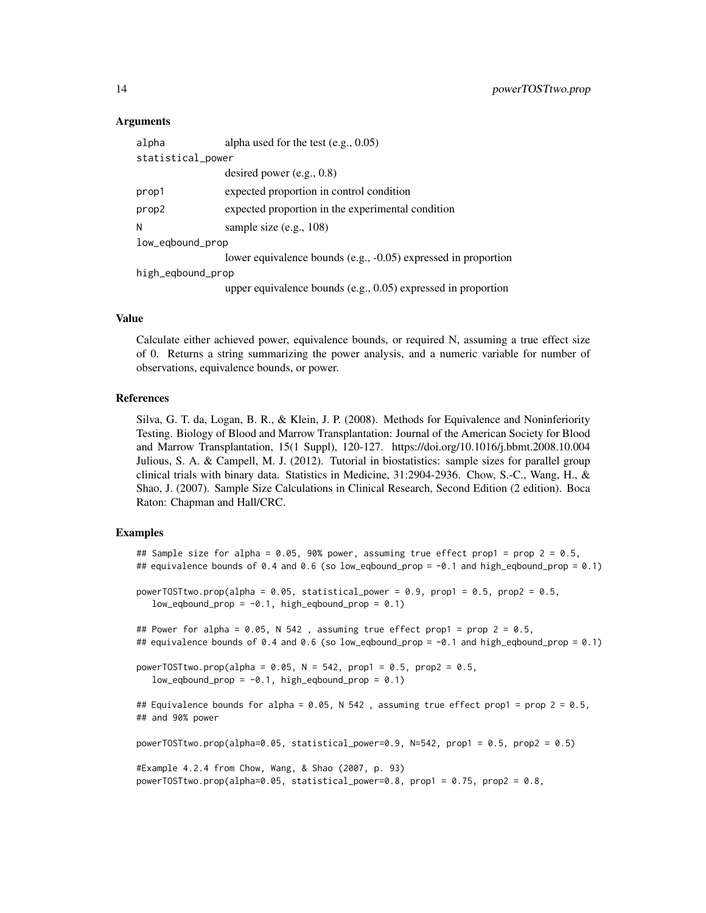### Arguments

| | |
|---|---|
| alpha | alpha used for the test (e.g., 0.05) |
| statistical_power | desired power (e.g., 0.8) |
| prop1 | expected proportion in control condition |
| prop2 | expected proportion in the experimental condition |
| N | sample size (e.g., 108) |
| low_eqbound_prop | lower equivalence bounds (e.g., -0.05) expressed in proportion |
| high_eqbound_prop | upper equivalence bounds (e.g., 0.05) expressed in proportion |

### Value

Calculate either achieved power, equivalence bounds, or required N, assuming a true effect size of 0. Returns a string summarizing the power analysis, and a numeric variable for number of observations, equivalence bounds, or power.

### References

Silva, G. T. da, Logan, B. R., & Klein, J. P. (2008). Methods for Equivalence and Noninferiority Testing. Biology of Blood and Marrow Transplantation: Journal of the American Society for Blood and Marrow Transplantation, 15(1 Suppl), 120-127. https://doi.org/10.1016/j.bbmt.2008.10.004 Julious, S. A. & Campell, M. J. (2012). Tutorial in biostatistics: sample sizes for parallel group clinical trials with binary data. Statistics in Medicine, 31:2904-2936. Chow, S.-C., Wang, H., & Shao, J. (2007). Sample Size Calculations in Clinical Research, Second Edition (2 edition). Boca Raton: Chapman and Hall/CRC.

### Examples

```
## Sample size for alpha = 0.05, 90% power, assuming true effect prop1 = prop 2 = 0.5,
## equivalence bounds of 0.4 and 0.6 (so low_eqbound_prop = -0.1 and high_eqbound_prop = 0.1)

powerTOSTtwo.prop(alpha = 0.05, statistical_power = 0.9, prop1 = 0.5, prop2 = 0.5,
   low_eqbound_prop = -0.1, high_eqbound_prop = 0.1)

## Power for alpha = 0.05, N 542 , assuming true effect prop1 = prop 2 = 0.5,
## equivalence bounds of 0.4 and 0.6 (so low_eqbound_prop = -0.1 and high_eqbound_prop = 0.1)

powerTOSTtwo.prop(alpha = 0.05, N = 542, prop1 = 0.5, prop2 = 0.5,
   low_eqbound_prop = -0.1, high_eqbound_prop = 0.1)

## Equivalence bounds for alpha = 0.05, N 542 , assuming true effect prop1 = prop 2 = 0.5,
## and 90% power

powerTOSTtwo.prop(alpha=0.05, statistical_power=0.9, N=542, prop1 = 0.5, prop2 = 0.5)

#Example 4.2.4 from Chow, Wang, & Shao (2007, p. 93)
powerTOSTtwo.prop(alpha=0.05, statistical_power=0.8, prop1 = 0.75, prop2 = 0.8,
```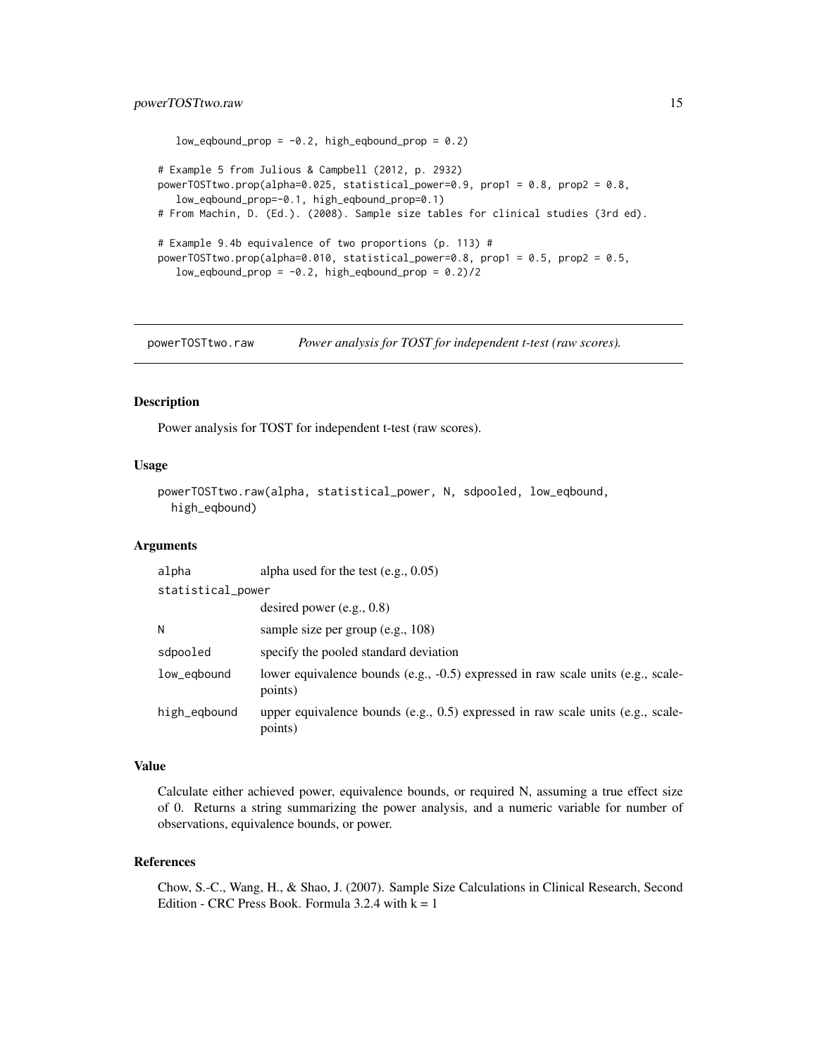```
   low_eqbound_prop = -0.2, high_eqbound_prop = 0.2)

# Example 5 from Julious & Campbell (2012, p. 2932)
powerTOSTtwo.prop(alpha=0.025, statistical_power=0.9, prop1 = 0.8, prop2 = 0.8,
   low_eqbound_prop=-0.1, high_eqbound_prop=0.1)
# From Machin, D. (Ed.). (2008). Sample size tables for clinical studies (3rd ed).

# Example 9.4b equivalence of two proportions (p. 113) #
powerTOSTtwo.prop(alpha=0.010, statistical_power=0.8, prop1 = 0.5, prop2 = 0.5,
   low_eqbound_prop = -0.2, high_eqbound_prop = 0.2)/2
```

## powerTOSTtwo.raw — *Power analysis for TOST for independent t-test (raw scores).*

### Description

Power analysis for TOST for independent t-test (raw scores).

### Usage

```
powerTOSTtwo.raw(alpha, statistical_power, N, sdpooled, low_eqbound,
  high_eqbound)
```

### Arguments

| | |
|---|---|
| alpha | alpha used for the test (e.g., 0.05) |
| statistical_power | desired power (e.g., 0.8) |
| N | sample size per group (e.g., 108) |
| sdpooled | specify the pooled standard deviation |
| low_eqbound | lower equivalence bounds (e.g., -0.5) expressed in raw scale units (e.g., scale-points) |
| high_eqbound | upper equivalence bounds (e.g., 0.5) expressed in raw scale units (e.g., scale-points) |

### Value

Calculate either achieved power, equivalence bounds, or required N, assuming a true effect size of 0. Returns a string summarizing the power analysis, and a numeric variable for number of observations, equivalence bounds, or power.

### References

Chow, S.-C., Wang, H., & Shao, J. (2007). Sample Size Calculations in Clinical Research, Second Edition - CRC Press Book. Formula 3.2.4 with $k = 1$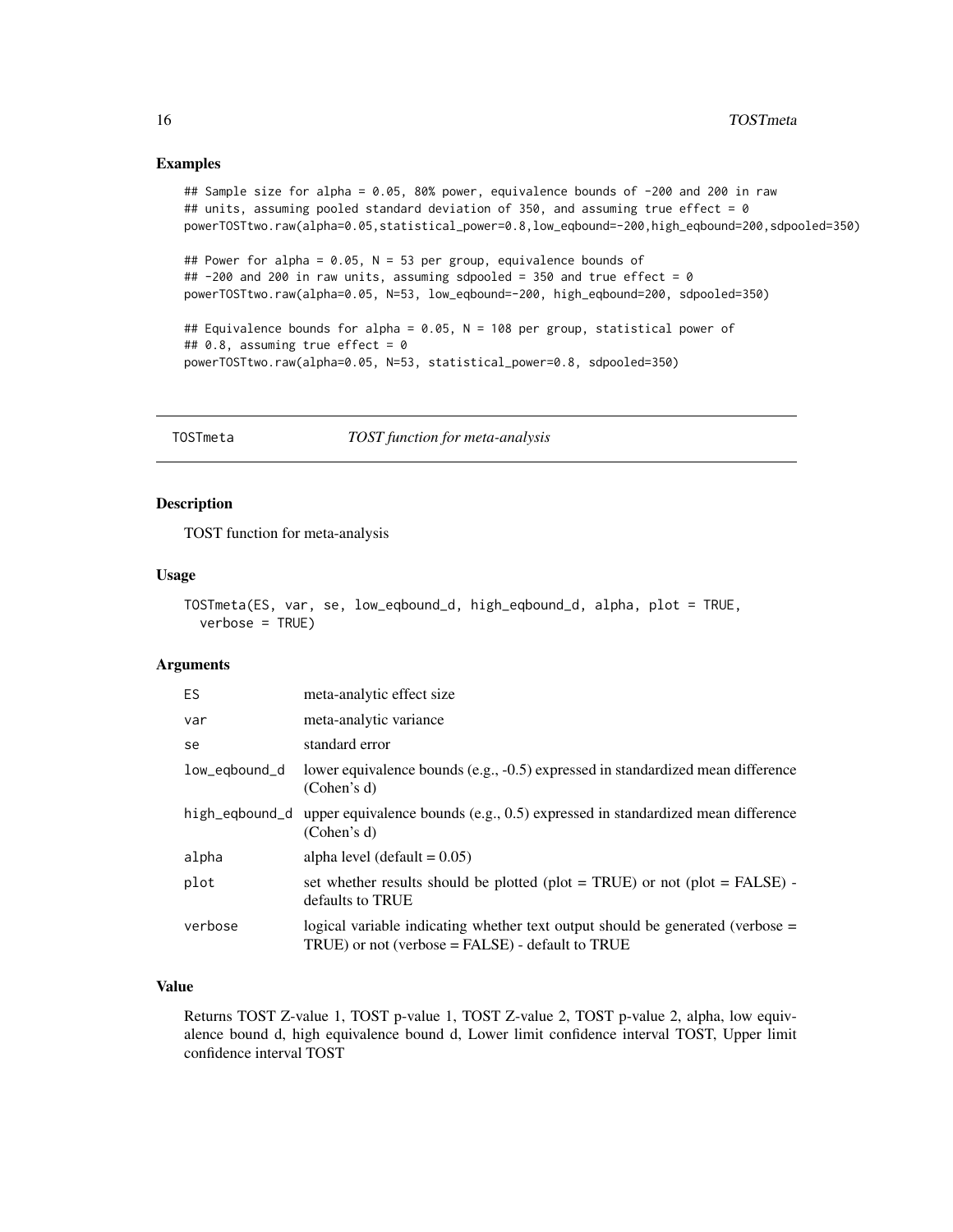## Examples

```
## Sample size for alpha = 0.05, 80% power, equivalence bounds of -200 and 200 in raw
## units, assuming pooled standard deviation of 350, and assuming true effect = 0
powerTOSTtwo.raw(alpha=0.05,statistical_power=0.8,low_eqbound=-200,high_eqbound=200,sdpooled=350)

## Power for alpha = 0.05, N = 53 per group, equivalence bounds of
## -200 and 200 in raw units, assuming sdpooled = 350 and true effect = 0
powerTOSTtwo.raw(alpha=0.05, N=53, low_eqbound=-200, high_eqbound=200, sdpooled=350)

## Equivalence bounds for alpha = 0.05, N = 108 per group, statistical power of
## 0.8, assuming true effect = 0
powerTOSTtwo.raw(alpha=0.05, N=53, statistical_power=0.8, sdpooled=350)
```

---

# TOSTmeta — *TOST function for meta-analysis*

## Description

TOST function for meta-analysis

## Usage

```
TOSTmeta(ES, var, se, low_eqbound_d, high_eqbound_d, alpha, plot = TRUE,
  verbose = TRUE)
```

## Arguments

| Argument | Description |
|---|---|
| `ES` | meta-analytic effect size |
| `var` | meta-analytic variance |
| `se` | standard error |
| `low_eqbound_d` | lower equivalence bounds (e.g., -0.5) expressed in standardized mean difference (Cohen's d) |
| `high_eqbound_d` | upper equivalence bounds (e.g., 0.5) expressed in standardized mean difference (Cohen's d) |
| `alpha` | alpha level (default = 0.05) |
| `plot` | set whether results should be plotted (plot = TRUE) or not (plot = FALSE) - defaults to TRUE |
| `verbose` | logical variable indicating whether text output should be generated (verbose = TRUE) or not (verbose = FALSE) - default to TRUE |

## Value

Returns TOST Z-value 1, TOST p-value 1, TOST Z-value 2, TOST p-value 2, alpha, low equivalence bound d, high equivalence bound d, Lower limit confidence interval TOST, Upper limit confidence interval TOST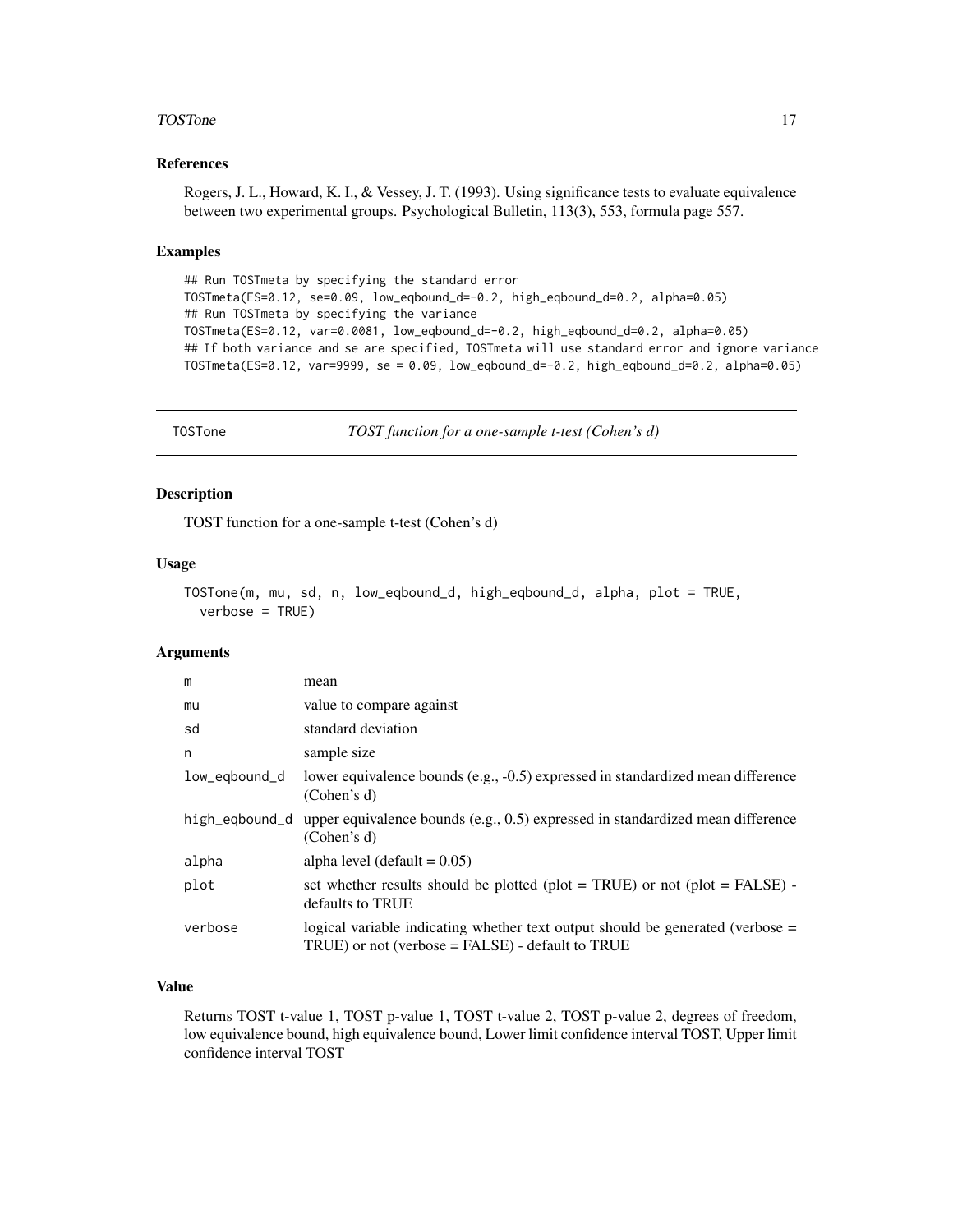### References

Rogers, J. L., Howard, K. I., & Vessey, J. T. (1993). Using significance tests to evaluate equivalence between two experimental groups. Psychological Bulletin, 113(3), 553, formula page 557.

### Examples

```
## Run TOSTmeta by specifying the standard error
TOSTmeta(ES=0.12, se=0.09, low_eqbound_d=-0.2, high_eqbound_d=0.2, alpha=0.05)
## Run TOSTmeta by specifying the variance
TOSTmeta(ES=0.12, var=0.0081, low_eqbound_d=-0.2, high_eqbound_d=0.2, alpha=0.05)
## If both variance and se are specified, TOSTmeta will use standard error and ignore variance
TOSTmeta(ES=0.12, var=9999, se = 0.09, low_eqbound_d=-0.2, high_eqbound_d=0.2, alpha=0.05)
```

---

## TOSTone — *TOST function for a one-sample t-test (Cohen's d)*

### Description

TOST function for a one-sample t-test (Cohen's d)

### Usage

```
TOSTone(m, mu, sd, n, low_eqbound_d, high_eqbound_d, alpha, plot = TRUE,
  verbose = TRUE)
```

### Arguments

| Argument | Description |
|---|---|
| m | mean |
| mu | value to compare against |
| sd | standard deviation |
| n | sample size |
| low_eqbound_d | lower equivalence bounds (e.g., -0.5) expressed in standardized mean difference (Cohen's d) |
| high_eqbound_d | upper equivalence bounds (e.g., 0.5) expressed in standardized mean difference (Cohen's d) |
| alpha | alpha level (default = 0.05) |
| plot | set whether results should be plotted (plot = TRUE) or not (plot = FALSE) - defaults to TRUE |
| verbose | logical variable indicating whether text output should be generated (verbose = TRUE) or not (verbose = FALSE) - default to TRUE |

### Value

Returns TOST t-value 1, TOST p-value 1, TOST t-value 2, TOST p-value 2, degrees of freedom, low equivalence bound, high equivalence bound, Lower limit confidence interval TOST, Upper limit confidence interval TOST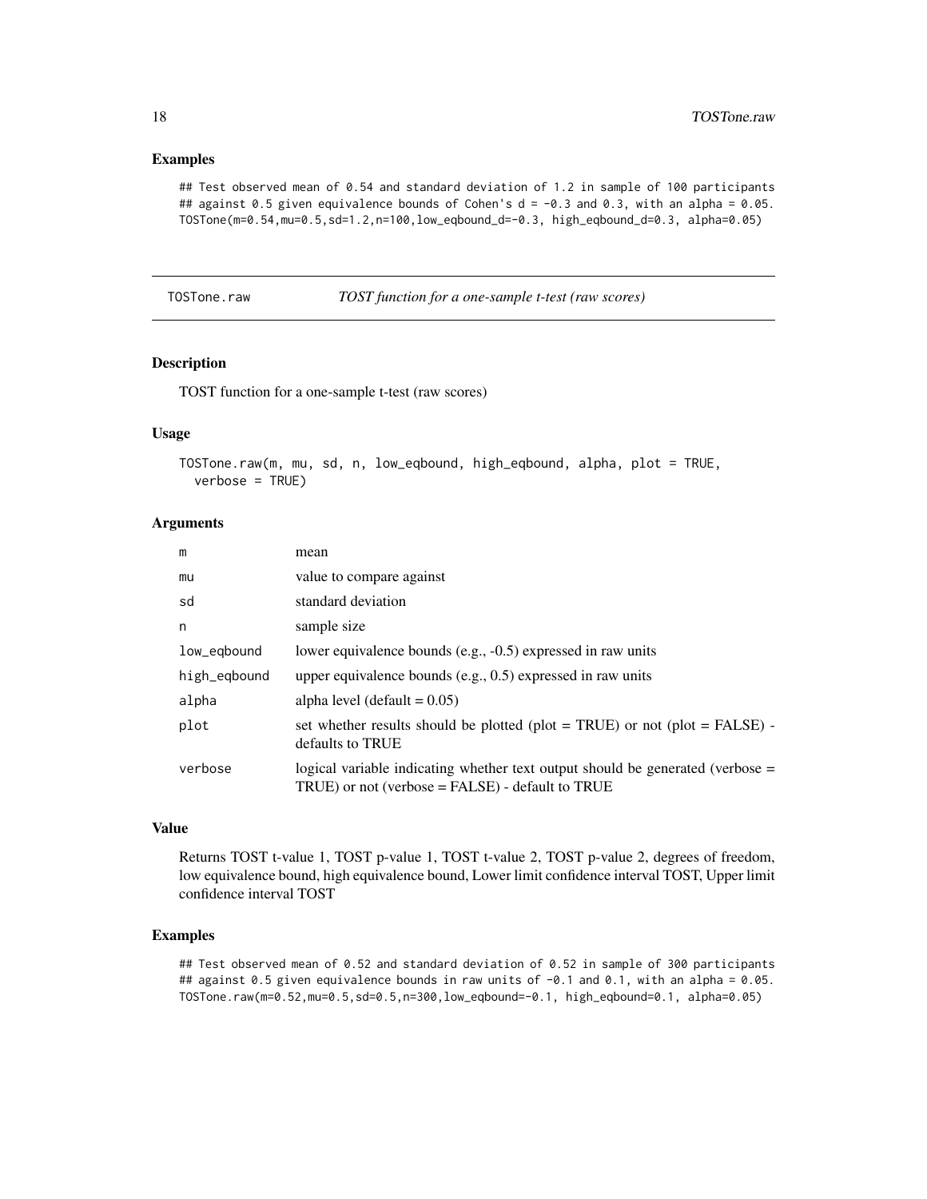### Examples

```
## Test observed mean of 0.54 and standard deviation of 1.2 in sample of 100 participants
## against 0.5 given equivalence bounds of Cohen's d = -0.3 and 0.3, with an alpha = 0.05.
TOSTone(m=0.54,mu=0.5,sd=1.2,n=100,low_eqbound_d=-0.3, high_eqbound_d=0.3, alpha=0.05)
```

---

## TOSTone.raw — *TOST function for a one-sample t-test (raw scores)*

---

### Description

TOST function for a one-sample t-test (raw scores)

### Usage

```
TOSTone.raw(m, mu, sd, n, low_eqbound, high_eqbound, alpha, plot = TRUE,
  verbose = TRUE)
```

### Arguments

| | |
|---|---|
| m | mean |
| mu | value to compare against |
| sd | standard deviation |
| n | sample size |
| low_eqbound | lower equivalence bounds (e.g., -0.5) expressed in raw units |
| high_eqbound | upper equivalence bounds (e.g., 0.5) expressed in raw units |
| alpha | alpha level (default = 0.05) |
| plot | set whether results should be plotted (plot = TRUE) or not (plot = FALSE) - defaults to TRUE |
| verbose | logical variable indicating whether text output should be generated (verbose = TRUE) or not (verbose = FALSE) - default to TRUE |

### Value

Returns TOST t-value 1, TOST p-value 1, TOST t-value 2, TOST p-value 2, degrees of freedom, low equivalence bound, high equivalence bound, Lower limit confidence interval TOST, Upper limit confidence interval TOST

### Examples

```
## Test observed mean of 0.52 and standard deviation of 0.52 in sample of 300 participants
## against 0.5 given equivalence bounds in raw units of -0.1 and 0.1, with an alpha = 0.05.
TOSTone.raw(m=0.52,mu=0.5,sd=0.5,n=300,low_eqbound=-0.1, high_eqbound=0.1, alpha=0.05)
```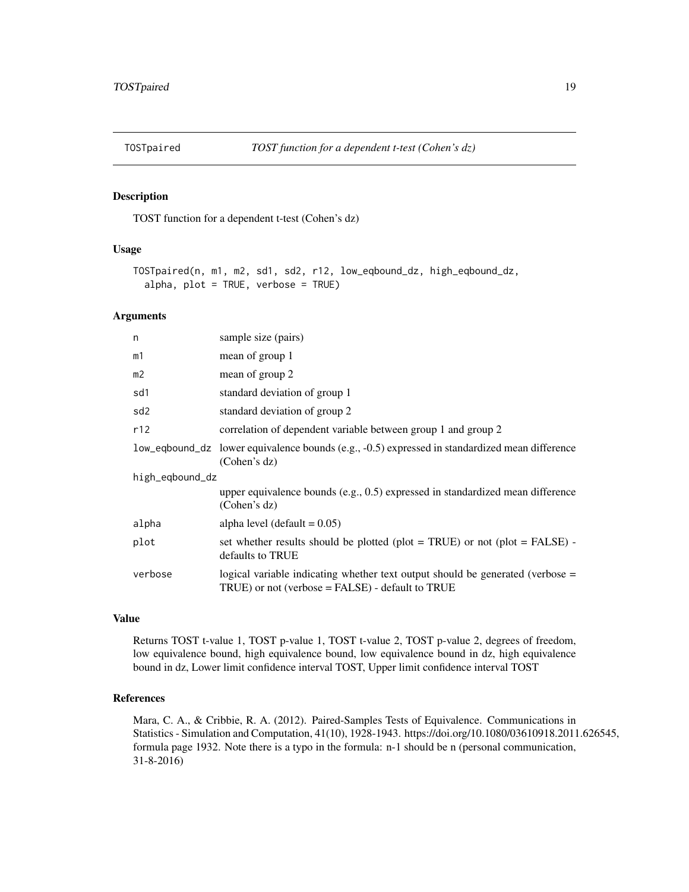## TOSTpaired — *TOST function for a dependent t-test (Cohen's dz)*

### Description

TOST function for a dependent t-test (Cohen's dz)

### Usage

```
TOSTpaired(n, m1, m2, sd1, sd2, r12, low_eqbound_dz, high_eqbound_dz,
  alpha, plot = TRUE, verbose = TRUE)
```

### Arguments

| Argument | Description |
|---|---|
| `n` | sample size (pairs) |
| `m1` | mean of group 1 |
| `m2` | mean of group 2 |
| `sd1` | standard deviation of group 1 |
| `sd2` | standard deviation of group 2 |
| `r12` | correlation of dependent variable between group 1 and group 2 |
| `low_eqbound_dz` | lower equivalence bounds (e.g., -0.5) expressed in standardized mean difference (Cohen's dz) |
| `high_eqbound_dz` | upper equivalence bounds (e.g., 0.5) expressed in standardized mean difference (Cohen's dz) |
| `alpha` | alpha level (default = 0.05) |
| `plot` | set whether results should be plotted (plot = TRUE) or not (plot = FALSE) - defaults to TRUE |
| `verbose` | logical variable indicating whether text output should be generated (verbose = TRUE) or not (verbose = FALSE) - default to TRUE |

### Value

Returns TOST t-value 1, TOST p-value 1, TOST t-value 2, TOST p-value 2, degrees of freedom, low equivalence bound, high equivalence bound, low equivalence bound in dz, high equivalence bound in dz, Lower limit confidence interval TOST, Upper limit confidence interval TOST

### References

Mara, C. A., & Cribbie, R. A. (2012). Paired-Samples Tests of Equivalence. Communications in Statistics - Simulation and Computation, 41(10), 1928-1943. https://doi.org/10.1080/03610918.2011.626545, formula page 1932. Note there is a typo in the formula: n-1 should be n (personal communication, 31-8-2016)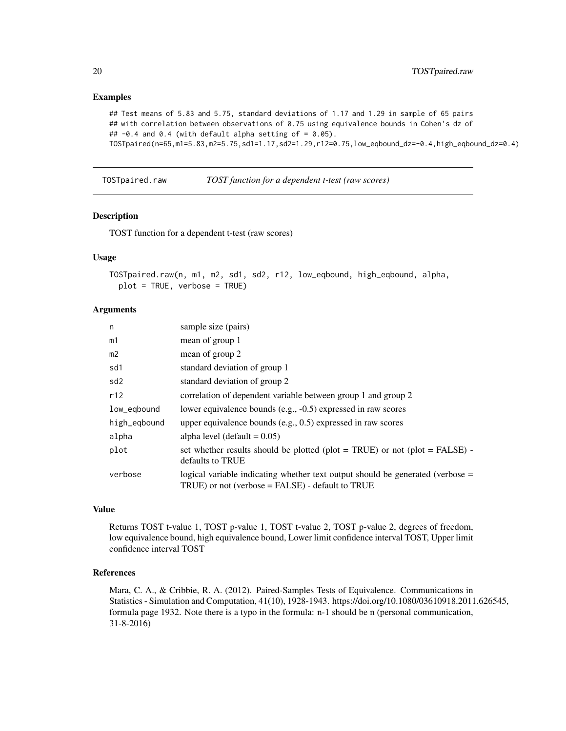### Examples

```
## Test means of 5.83 and 5.75, standard deviations of 1.17 and 1.29 in sample of 65 pairs
## with correlation between observations of 0.75 using equivalence bounds in Cohen's dz of
## -0.4 and 0.4 (with default alpha setting of = 0.05).
TOSTpaired(n=65,m1=5.83,m2=5.75,sd1=1.17,sd2=1.29,r12=0.75,low_eqbound_dz=-0.4,high_eqbound_dz=0.4)
```

---

## TOSTpaired.raw — *TOST function for a dependent t-test (raw scores)*

---

### Description

TOST function for a dependent t-test (raw scores)

### Usage

```
TOSTpaired.raw(n, m1, m2, sd1, sd2, r12, low_eqbound, high_eqbound, alpha,
  plot = TRUE, verbose = TRUE)
```

### Arguments

| | |
|---|---|
| n | sample size (pairs) |
| m1 | mean of group 1 |
| m2 | mean of group 2 |
| sd1 | standard deviation of group 1 |
| sd2 | standard deviation of group 2 |
| r12 | correlation of dependent variable between group 1 and group 2 |
| low_eqbound | lower equivalence bounds (e.g., -0.5) expressed in raw scores |
| high_eqbound | upper equivalence bounds (e.g., 0.5) expressed in raw scores |
| alpha | alpha level (default = 0.05) |
| plot | set whether results should be plotted (plot = TRUE) or not (plot = FALSE) - defaults to TRUE |
| verbose | logical variable indicating whether text output should be generated (verbose = TRUE) or not (verbose = FALSE) - default to TRUE |

### Value

Returns TOST t-value 1, TOST p-value 1, TOST t-value 2, TOST p-value 2, degrees of freedom, low equivalence bound, high equivalence bound, Lower limit confidence interval TOST, Upper limit confidence interval TOST

### References

Mara, C. A., & Cribbie, R. A. (2012). Paired-Samples Tests of Equivalence. Communications in Statistics - Simulation and Computation, 41(10), 1928-1943. https://doi.org/10.1080/03610918.2011.626545, formula page 1932. Note there is a typo in the formula: n-1 should be n (personal communication, 31-8-2016)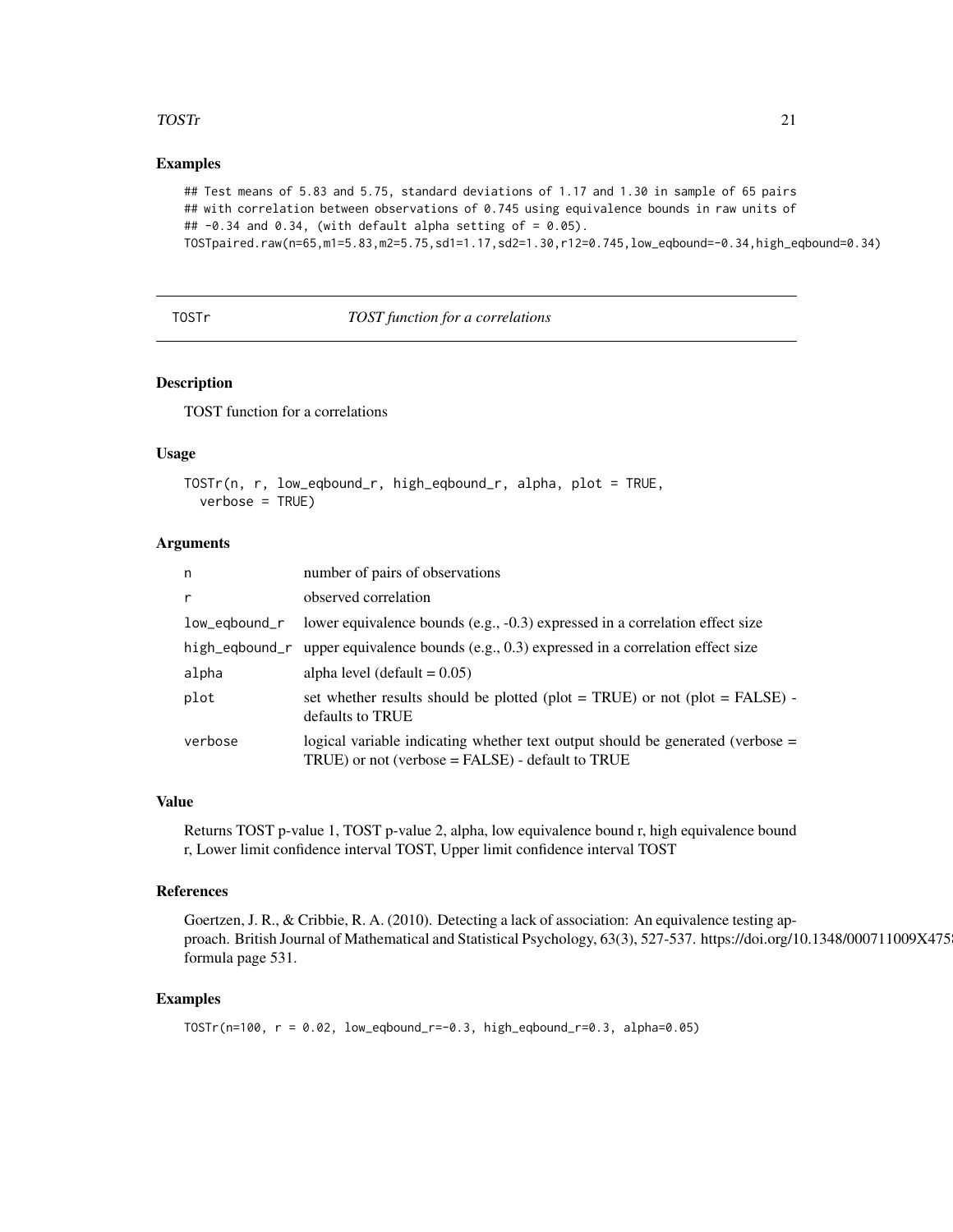### Examples

```
## Test means of 5.83 and 5.75, standard deviations of 1.17 and 1.30 in sample of 65 pairs
## with correlation between observations of 0.745 using equivalence bounds in raw units of
## -0.34 and 0.34, (with default alpha setting of = 0.05).
TOSTpaired.raw(n=65,m1=5.83,m2=5.75,sd1=1.17,sd2=1.30,r12=0.745,low_eqbound=-0.34,high_eqbound=0.34)
```

---

## TOSTr — *TOST function for a correlations*

### Description

TOST function for a correlations

### Usage

```
TOSTr(n, r, low_eqbound_r, high_eqbound_r, alpha, plot = TRUE,
  verbose = TRUE)
```

### Arguments

| Argument | Description |
|---|---|
| n | number of pairs of observations |
| r | observed correlation |
| low_eqbound_r | lower equivalence bounds (e.g., -0.3) expressed in a correlation effect size |
| high_eqbound_r | upper equivalence bounds (e.g., 0.3) expressed in a correlation effect size |
| alpha | alpha level (default = 0.05) |
| plot | set whether results should be plotted (plot = TRUE) or not (plot = FALSE) - defaults to TRUE |
| verbose | logical variable indicating whether text output should be generated (verbose = TRUE) or not (verbose = FALSE) - default to TRUE |

### Value

Returns TOST p-value 1, TOST p-value 2, alpha, low equivalence bound r, high equivalence bound r, Lower limit confidence interval TOST, Upper limit confidence interval TOST

### References

Goertzen, J. R., & Cribbie, R. A. (2010). Detecting a lack of association: An equivalence testing approach. British Journal of Mathematical and Statistical Psychology, 63(3), 527-537. https://doi.org/10.1348/000711009X475 formula page 531.

### Examples

```
TOSTr(n=100, r = 0.02, low_eqbound_r=-0.3, high_eqbound_r=0.3, alpha=0.05)
```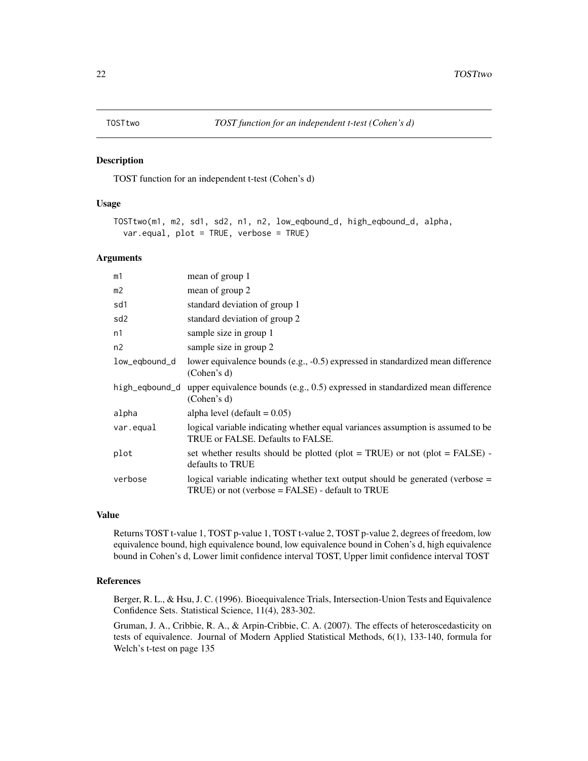## TOSTtwo — *TOST function for an independent t-test (Cohen's d)*

### Description

TOST function for an independent t-test (Cohen's d)

### Usage

```
TOSTtwo(m1, m2, sd1, sd2, n1, n2, low_eqbound_d, high_eqbound_d, alpha,
  var.equal, plot = TRUE, verbose = TRUE)
```

### Arguments

| | |
|---|---|
| m1 | mean of group 1 |
| m2 | mean of group 2 |
| sd1 | standard deviation of group 1 |
| sd2 | standard deviation of group 2 |
| n1 | sample size in group 1 |
| n2 | sample size in group 2 |
| low_eqbound_d | lower equivalence bounds (e.g., -0.5) expressed in standardized mean difference (Cohen's d) |
| high_eqbound_d | upper equivalence bounds (e.g., 0.5) expressed in standardized mean difference (Cohen's d) |
| alpha | alpha level (default = 0.05) |
| var.equal | logical variable indicating whether equal variances assumption is assumed to be TRUE or FALSE. Defaults to FALSE. |
| plot | set whether results should be plotted (plot = TRUE) or not (plot = FALSE) - defaults to TRUE |
| verbose | logical variable indicating whether text output should be generated (verbose = TRUE) or not (verbose = FALSE) - default to TRUE |

### Value

Returns TOST t-value 1, TOST p-value 1, TOST t-value 2, TOST p-value 2, degrees of freedom, low equivalence bound, high equivalence bound, low equivalence bound in Cohen's d, high equivalence bound in Cohen's d, Lower limit confidence interval TOST, Upper limit confidence interval TOST

### References

Berger, R. L., & Hsu, J. C. (1996). Bioequivalence Trials, Intersection-Union Tests and Equivalence Confidence Sets. Statistical Science, 11(4), 283-302.

Gruman, J. A., Cribbie, R. A., & Arpin-Cribbie, C. A. (2007). The effects of heteroscedasticity on tests of equivalence. Journal of Modern Applied Statistical Methods, 6(1), 133-140, formula for Welch's t-test on page 135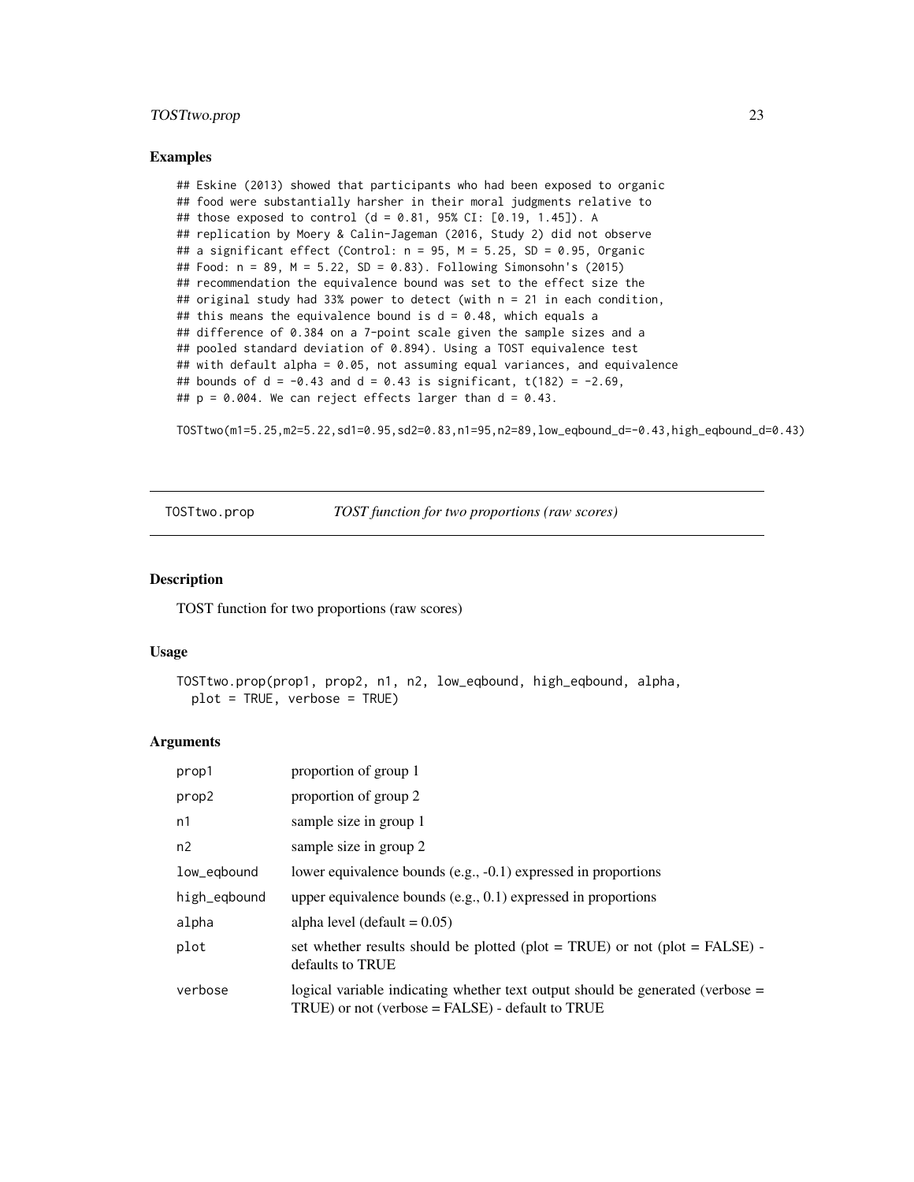## Examples

```
## Eskine (2013) showed that participants who had been exposed to organic
## food were substantially harsher in their moral judgments relative to
## those exposed to control (d = 0.81, 95% CI: [0.19, 1.45]). A
## replication by Moery & Calin-Jageman (2016, Study 2) did not observe
## a significant effect (Control: n = 95, M = 5.25, SD = 0.95, Organic
## Food: n = 89, M = 5.22, SD = 0.83). Following Simonsohn's (2015)
## recommendation the equivalence bound was set to the effect size the
## original study had 33% power to detect (with n = 21 in each condition,
## this means the equivalence bound is d = 0.48, which equals a
## difference of 0.384 on a 7-point scale given the sample sizes and a
## pooled standard deviation of 0.894). Using a TOST equivalence test
## with default alpha = 0.05, not assuming equal variances, and equivalence
## bounds of d = -0.43 and d = 0.43 is significant, t(182) = -2.69,
## p = 0.004. We can reject effects larger than d = 0.43.

TOSTtwo(m1=5.25,m2=5.22,sd1=0.95,sd2=0.83,n1=95,n2=89,low_eqbound_d=-0.43,high_eqbound_d=0.43)
```

---

# TOSTtwo.prop — *TOST function for two proportions (raw scores)*

---

## Description

TOST function for two proportions (raw scores)

## Usage

```
TOSTtwo.prop(prop1, prop2, n1, n2, low_eqbound, high_eqbound, alpha,
  plot = TRUE, verbose = TRUE)
```

## Arguments

| | |
|---|---|
| prop1 | proportion of group 1 |
| prop2 | proportion of group 2 |
| n1 | sample size in group 1 |
| n2 | sample size in group 2 |
| low_eqbound | lower equivalence bounds (e.g., -0.1) expressed in proportions |
| high_eqbound | upper equivalence bounds (e.g., 0.1) expressed in proportions |
| alpha | alpha level (default = 0.05) |
| plot | set whether results should be plotted (plot = TRUE) or not (plot = FALSE) - defaults to TRUE |
| verbose | logical variable indicating whether text output should be generated (verbose = TRUE) or not (verbose = FALSE) - default to TRUE |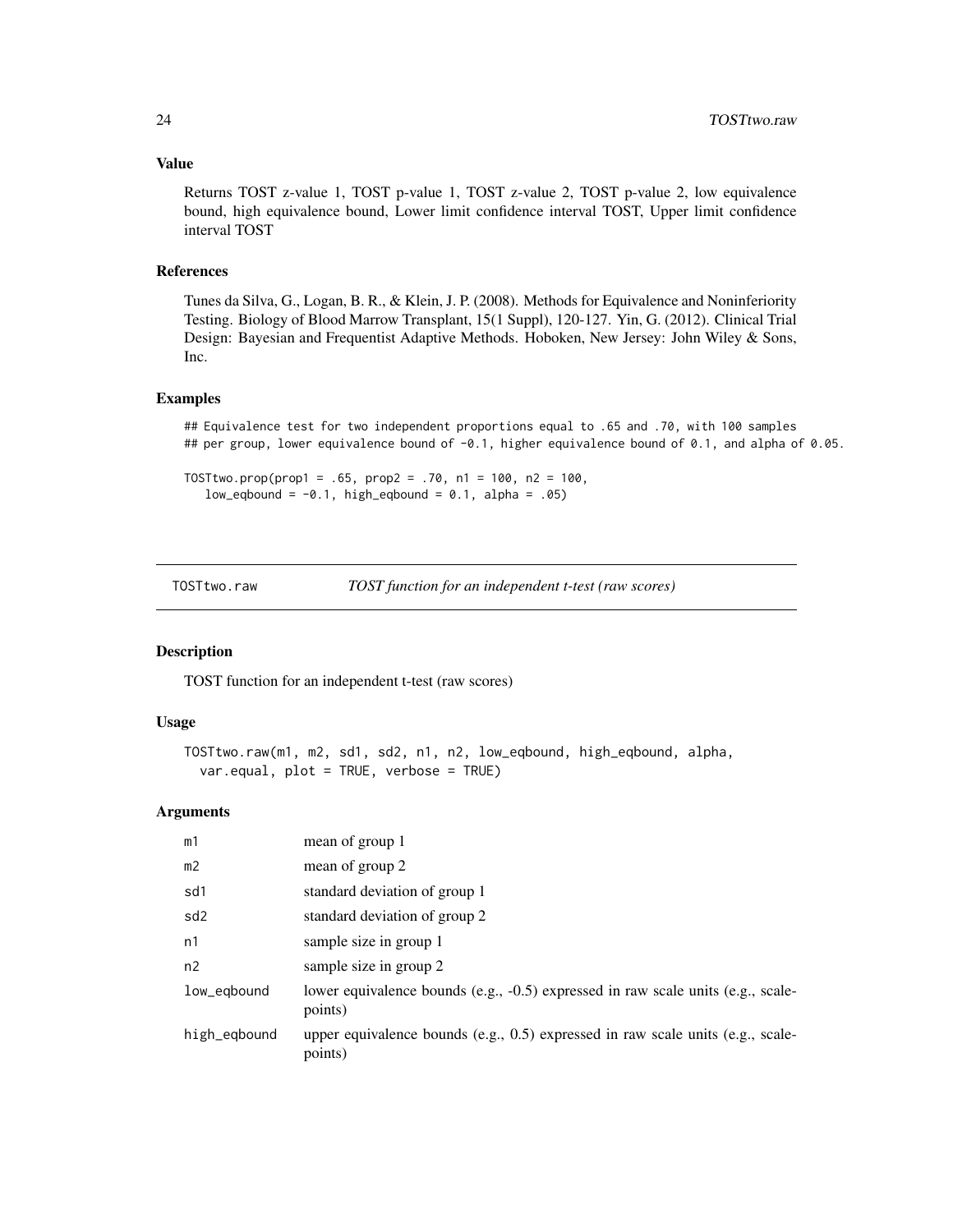### Value

Returns TOST z-value 1, TOST p-value 1, TOST z-value 2, TOST p-value 2, low equivalence bound, high equivalence bound, Lower limit confidence interval TOST, Upper limit confidence interval TOST

### References

Tunes da Silva, G., Logan, B. R., & Klein, J. P. (2008). Methods for Equivalence and Noninferiority Testing. Biology of Blood Marrow Transplant, 15(1 Suppl), 120-127. Yin, G. (2012). Clinical Trial Design: Bayesian and Frequentist Adaptive Methods. Hoboken, New Jersey: John Wiley & Sons, Inc.

### Examples

```
## Equivalence test for two independent proportions equal to .65 and .70, with 100 samples
## per group, lower equivalence bound of -0.1, higher equivalence bound of 0.1, and alpha of 0.05.

TOSTtwo.prop(prop1 = .65, prop2 = .70, n1 = 100, n2 = 100,
   low_eqbound = -0.1, high_eqbound = 0.1, alpha = .05)
```

---

## TOSTtwo.raw — *TOST function for an independent t-test (raw scores)*

### Description

TOST function for an independent t-test (raw scores)

### Usage

```
TOSTtwo.raw(m1, m2, sd1, sd2, n1, n2, low_eqbound, high_eqbound, alpha,
  var.equal, plot = TRUE, verbose = TRUE)
```

### Arguments

| | |
|---|---|
| m1 | mean of group 1 |
| m2 | mean of group 2 |
| sd1 | standard deviation of group 1 |
| sd2 | standard deviation of group 2 |
| n1 | sample size in group 1 |
| n2 | sample size in group 2 |
| low_eqbound | lower equivalence bounds (e.g., -0.5) expressed in raw scale units (e.g., scale-points) |
| high_eqbound | upper equivalence bounds (e.g., 0.5) expressed in raw scale units (e.g., scale-points) |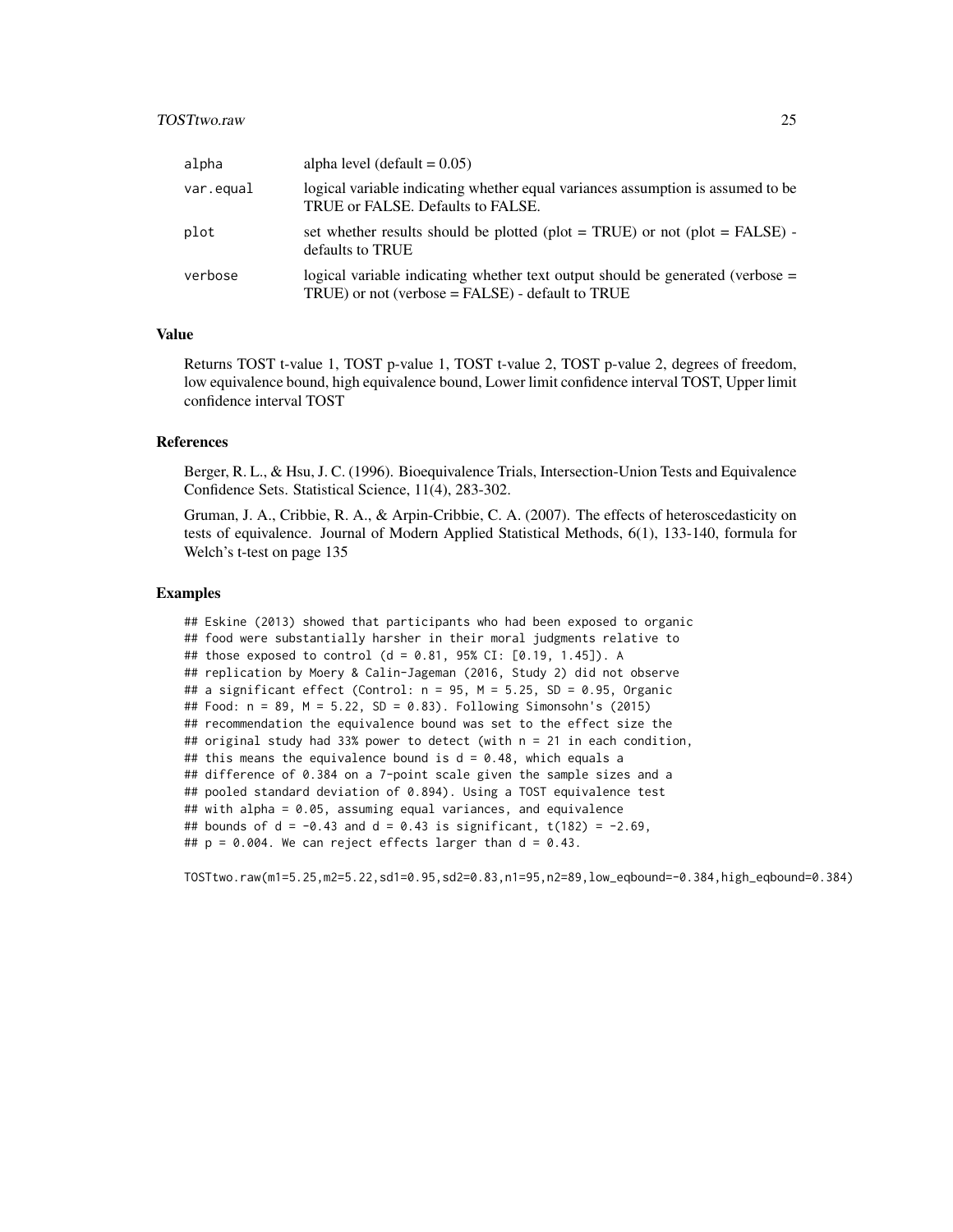| | |
|---|---|
| alpha | alpha level (default = 0.05) |
| var.equal | logical variable indicating whether equal variances assumption is assumed to be TRUE or FALSE. Defaults to FALSE. |
| plot | set whether results should be plotted (plot = TRUE) or not (plot = FALSE) - defaults to TRUE |
| verbose | logical variable indicating whether text output should be generated (verbose = TRUE) or not (verbose = FALSE) - default to TRUE |

### Value

Returns TOST t-value 1, TOST p-value 1, TOST t-value 2, TOST p-value 2, degrees of freedom, low equivalence bound, high equivalence bound, Lower limit confidence interval TOST, Upper limit confidence interval TOST

### References

Berger, R. L., & Hsu, J. C. (1996). Bioequivalence Trials, Intersection-Union Tests and Equivalence Confidence Sets. Statistical Science, 11(4), 283-302.

Gruman, J. A., Cribbie, R. A., & Arpin-Cribbie, C. A. (2007). The effects of heteroscedasticity on tests of equivalence. Journal of Modern Applied Statistical Methods, 6(1), 133-140, formula for Welch's t-test on page 135

### Examples

```
## Eskine (2013) showed that participants who had been exposed to organic
## food were substantially harsher in their moral judgments relative to
## those exposed to control (d = 0.81, 95% CI: [0.19, 1.45]). A
## replication by Moery & Calin-Jageman (2016, Study 2) did not observe
## a significant effect (Control: n = 95, M = 5.25, SD = 0.95, Organic
## Food: n = 89, M = 5.22, SD = 0.83). Following Simonsohn's (2015)
## recommendation the equivalence bound was set to the effect size the
## original study had 33% power to detect (with n = 21 in each condition,
## this means the equivalence bound is d = 0.48, which equals a
## difference of 0.384 on a 7-point scale given the sample sizes and a
## pooled standard deviation of 0.894). Using a TOST equivalence test
## with alpha = 0.05, assuming equal variances, and equivalence
## bounds of d = -0.43 and d = 0.43 is significant, t(182) = -2.69,
## p = 0.004. We can reject effects larger than d = 0.43.

TOSTtwo.raw(m1=5.25,m2=5.22,sd1=0.95,sd2=0.83,n1=95,n2=89,low_eqbound=-0.384,high_eqbound=0.384)
```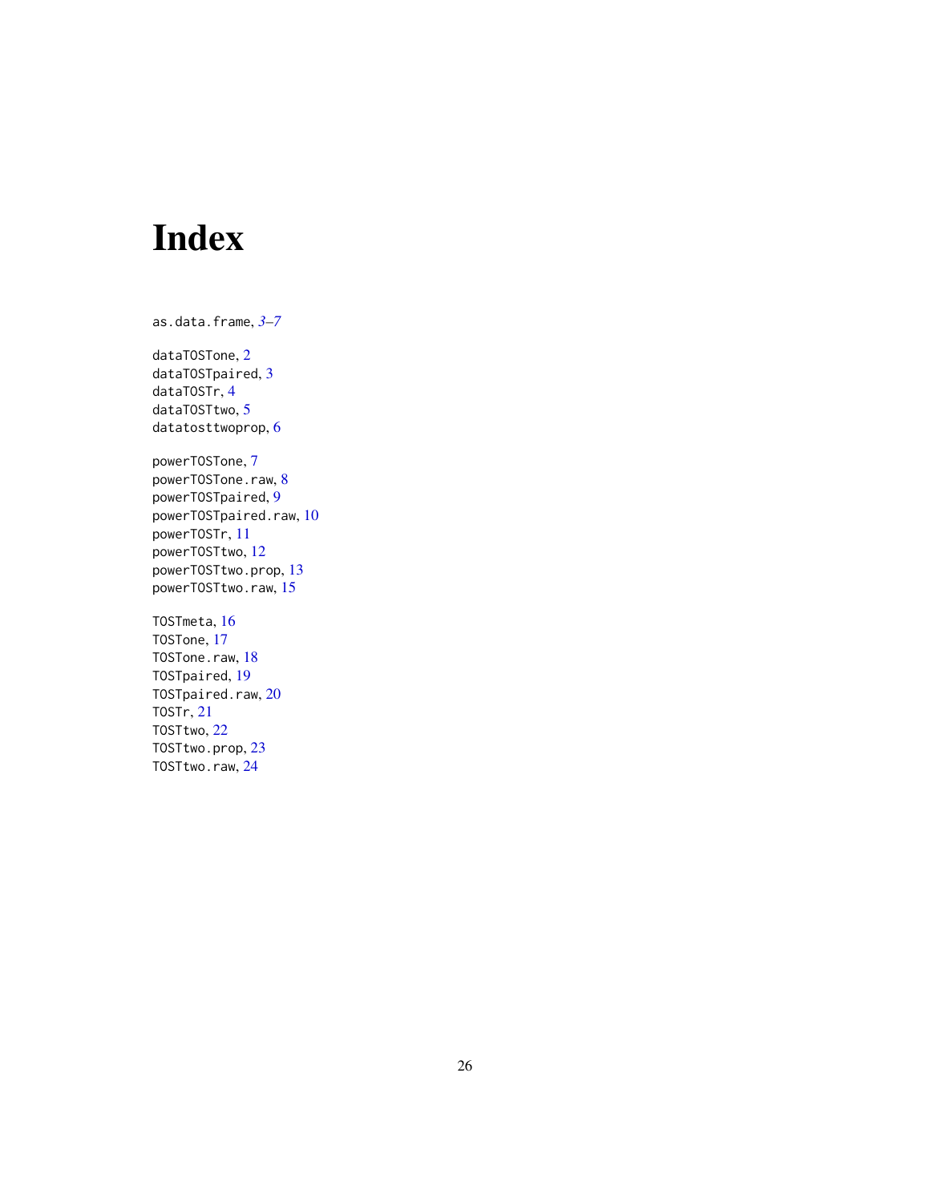# Index

as.data.frame, *3–7*

dataTOSTone, 2
dataTOSTpaired, 3
dataTOSTr, 4
dataTOSTtwo, 5
datatosttwoprop, 6

powerTOSTone, 7
powerTOSTone.raw, 8
powerTOSTpaired, 9
powerTOSTpaired.raw, 10
powerTOSTr, 11
powerTOSTtwo, 12
powerTOSTtwo.prop, 13
powerTOSTtwo.raw, 15

TOSTmeta, 16
TOSTone, 17
TOSTone.raw, 18
TOSTpaired, 19
TOSTpaired.raw, 20
TOSTr, 21
TOSTtwo, 22
TOSTtwo.prop, 23
TOSTtwo.raw, 24